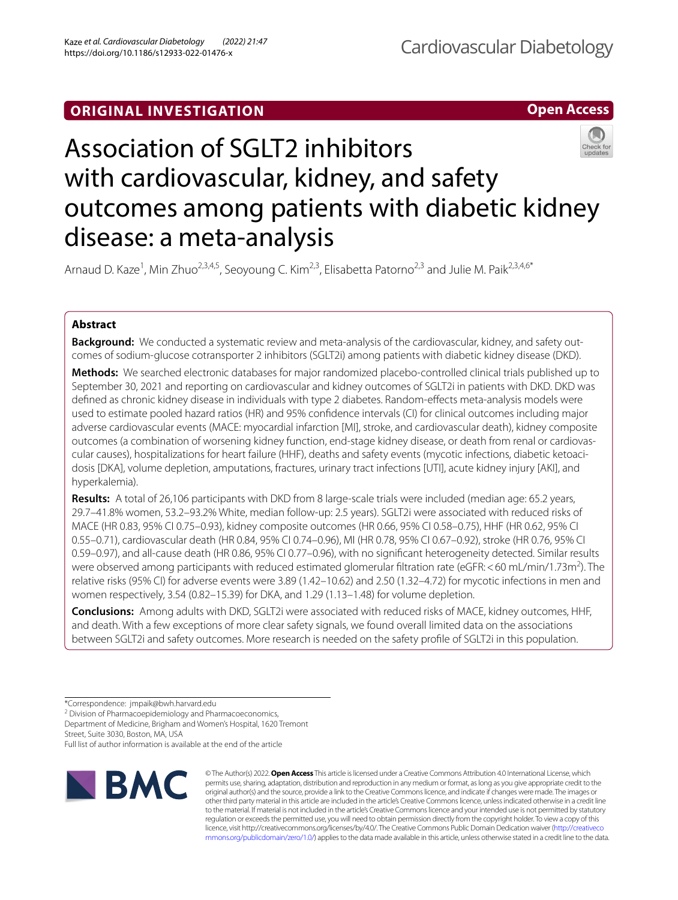ORIGINAL INVESTIGATION

Open Access

# Association of SGLT2 inhibitors with cardiovascular, kidney, and safety outcomes among patients with diabetic kidney disease: a meta-analysis

Arnaud D. Kaze[1], Min Zhuo[2,3,4,5], Seoyoung C. Kim[2,3], Elisabetta Patorno[2,3] and Julie M. Paik[2,3,4,6]*

## Abstract

**Background:** We conducted a systematic review and meta-analysis of the cardiovascular, kidney, and safety outcomes of sodium-glucose cotransporter 2 inhibitors (SGLT2i) among patients with diabetic kidney disease (DKD).

**Methods:** We searched electronic databases for major randomized placebo-controlled clinical trials published up to September 30, 2021 and reporting on cardiovascular and kidney outcomes of SGLT2i in patients with DKD. DKD was defined as chronic kidney disease in individuals with type 2 diabetes. Random-effects meta-analysis models were used to estimate pooled hazard ratios (HR) and 95% confidence intervals (CI) for clinical outcomes including major adverse cardiovascular events (MACE: myocardial infarction [MI], stroke, and cardiovascular death), kidney composite outcomes (a combination of worsening kidney function, end-stage kidney disease, or death from renal or cardiovascular causes), hospitalizations for heart failure (HHF), deaths and safety events (mycotic infections, diabetic ketoacidosis [DKA], volume depletion, amputations, fractures, urinary tract infections [UTI], acute kidney injury [AKI], and hyperkalemia).

**Results:** A total of 26,106 participants with DKD from 8 large-scale trials were included (median age: 65.2 years, 29.7–41.8% women, 53.2–93.2% White, median follow-up: 2.5 years). SGLT2i were associated with reduced risks of MACE (HR 0.83, 95% CI 0.75–0.93), kidney composite outcomes (HR 0.66, 95% CI 0.58–0.75), HHF (HR 0.62, 95% CI 0.55–0.71), cardiovascular death (HR 0.84, 95% CI 0.74–0.96), MI (HR 0.78, 95% CI 0.67–0.92), stroke (HR 0.76, 95% CI 0.59–0.97), and all-cause death (HR 0.86, 95% CI 0.77–0.96), with no significant heterogeneity detected. Similar results were observed among participants with reduced estimated glomerular filtration rate (eGFR: < 60 mL/min/1.73m$^2$). The relative risks (95% CI) for adverse events were 3.89 (1.42–10.62) and 2.50 (1.32–4.72) for mycotic infections in men and women respectively, 3.54 (0.82–15.39) for DKA, and 1.29 (1.13–1.48) for volume depletion.

**Conclusions:** Among adults with DKD, SGLT2i were associated with reduced risks of MACE, kidney outcomes, HHF, and death. With a few exceptions of more clear safety signals, we found overall limited data on the associations between SGLT2i and safety outcomes. More research is needed on the safety profile of SGLT2i in this population.

*Correspondence: jmpaik@bwh.harvard.edu
[2] Division of Pharmacoepidemiology and Pharmacoeconomics, Department of Medicine, Brigham and Women's Hospital, 1620 Tremont Street, Suite 3030, Boston, MA, USA
Full list of author information is available at the end of the article

© The Author(s) 2022. **Open Access** This article is licensed under a Creative Commons Attribution 4.0 International License, which permits use, sharing, adaptation, distribution and reproduction in any medium or format, as long as you give appropriate credit to the original author(s) and the source, provide a link to the Creative Commons licence, and indicate if changes were made. The images or other third party material in this article are included in the article's Creative Commons licence, unless indicated otherwise in a credit line to the material. If material is not included in the article's Creative Commons licence and your intended use is not permitted by statutory regulation or exceeds the permitted use, you will need to obtain permission directly from the copyright holder. To view a copy of this licence, visit http://creativecommons.org/licenses/by/4.0/. The Creative Commons Public Domain Dedication waiver (http://creativecommons.org/publicdomain/zero/1.0/) applies to the data made available in this article, unless otherwise stated in a credit line to the data.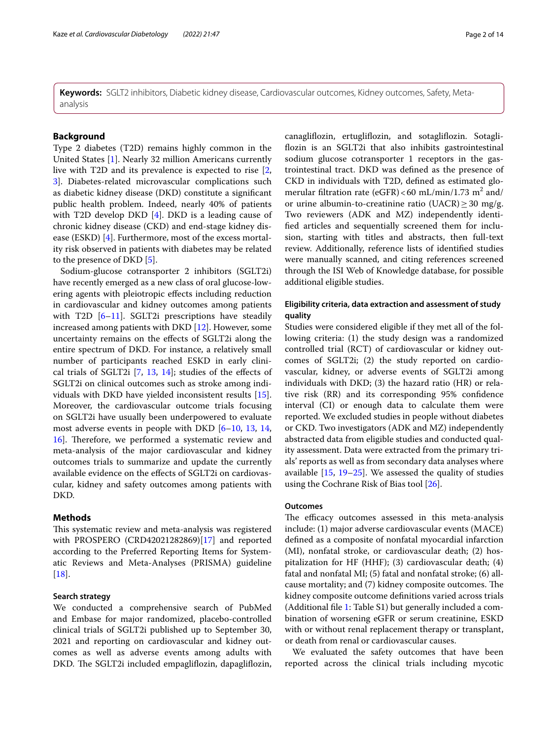**Keywords:** SGLT2 inhibitors, Diabetic kidney disease, Cardiovascular outcomes, Kidney outcomes, Safety, Meta-analysis

## Background

Type 2 diabetes (T2D) remains highly common in the United States [1]. Nearly 32 million Americans currently live with T2D and its prevalence is expected to rise [2, 3]. Diabetes-related microvascular complications such as diabetic kidney disease (DKD) constitute a significant public health problem. Indeed, nearly 40% of patients with T2D develop DKD [4]. DKD is a leading cause of chronic kidney disease (CKD) and end-stage kidney disease (ESKD) [4]. Furthermore, most of the excess mortality risk observed in patients with diabetes may be related to the presence of DKD [5].

Sodium-glucose cotransporter 2 inhibitors (SGLT2i) have recently emerged as a new class of oral glucose-lowering agents with pleiotropic effects including reduction in cardiovascular and kidney outcomes among patients with T2D [6–11]. SGLT2i prescriptions have steadily increased among patients with DKD [12]. However, some uncertainty remains on the effects of SGLT2i along the entire spectrum of DKD. For instance, a relatively small number of participants reached ESKD in early clinical trials of SGLT2i [7, 13, 14]; studies of the effects of SGLT2i on clinical outcomes such as stroke among individuals with DKD have yielded inconsistent results [15]. Moreover, the cardiovascular outcome trials focusing on SGLT2i have usually been underpowered to evaluate most adverse events in people with DKD [6–10, 13, 14, 16]. Therefore, we performed a systematic review and meta-analysis of the major cardiovascular and kidney outcomes trials to summarize and update the currently available evidence on the effects of SGLT2i on cardiovascular, kidney and safety outcomes among patients with DKD.

## Methods

This systematic review and meta-analysis was registered with PROSPERO (CRD42021282869)[17] and reported according to the Preferred Reporting Items for Systematic Reviews and Meta-Analyses (PRISMA) guideline [18].

### Search strategy

We conducted a comprehensive search of PubMed and Embase for major randomized, placebo-controlled clinical trials of SGLT2i published up to September 30, 2021 and reporting on cardiovascular and kidney outcomes as well as adverse events among adults with DKD. The SGLT2i included empagliflozin, dapagliflozin, canagliflozin, ertugliflozin, and sotagliflozin. Sotagliflozin is an SGLT2i that also inhibits gastrointestinal sodium glucose cotransporter 1 receptors in the gastrointestinal tract. DKD was defined as the presence of CKD in individuals with T2D, defined as estimated glomerular filtration rate (eGFR) < 60 mL/min/1.73 $m^2$ and/or urine albumin-to-creatinine ratio (UACR) ≥ 30 mg/g. Two reviewers (ADK and MZ) independently identified articles and sequentially screened them for inclusion, starting with titles and abstracts, then full-text review. Additionally, reference lists of identified studies were manually scanned, and citing references screened through the ISI Web of Knowledge database, for possible additional eligible studies.

### Eligibility criteria, data extraction and assessment of study quality

Studies were considered eligible if they met all of the following criteria: (1) the study design was a randomized controlled trial (RCT) of cardiovascular or kidney outcomes of SGLT2i; (2) the study reported on cardiovascular, kidney, or adverse events of SGLT2i among individuals with DKD; (3) the hazard ratio (HR) or relative risk (RR) and its corresponding 95% confidence interval (CI) or enough data to calculate them were reported. We excluded studies in people without diabetes or CKD. Two investigators (ADK and MZ) independently abstracted data from eligible studies and conducted quality assessment. Data were extracted from the primary trials' reports as well as from secondary data analyses where available [15, 19–25]. We assessed the quality of studies using the Cochrane Risk of Bias tool [26].

### Outcomes

The efficacy outcomes assessed in this meta-analysis include: (1) major adverse cardiovascular events (MACE) defined as a composite of nonfatal myocardial infarction (MI), nonfatal stroke, or cardiovascular death; (2) hospitalization for HF (HHF); (3) cardiovascular death; (4) fatal and nonfatal MI; (5) fatal and nonfatal stroke; (6) all-cause mortality; and (7) kidney composite outcomes. The kidney composite outcome definitions varied across trials (Additional file 1: Table S1) but generally included a combination of worsening eGFR or serum creatinine, ESKD with or without renal replacement therapy or transplant, or death from renal or cardiovascular causes.

We evaluated the safety outcomes that have been reported across the clinical trials including mycotic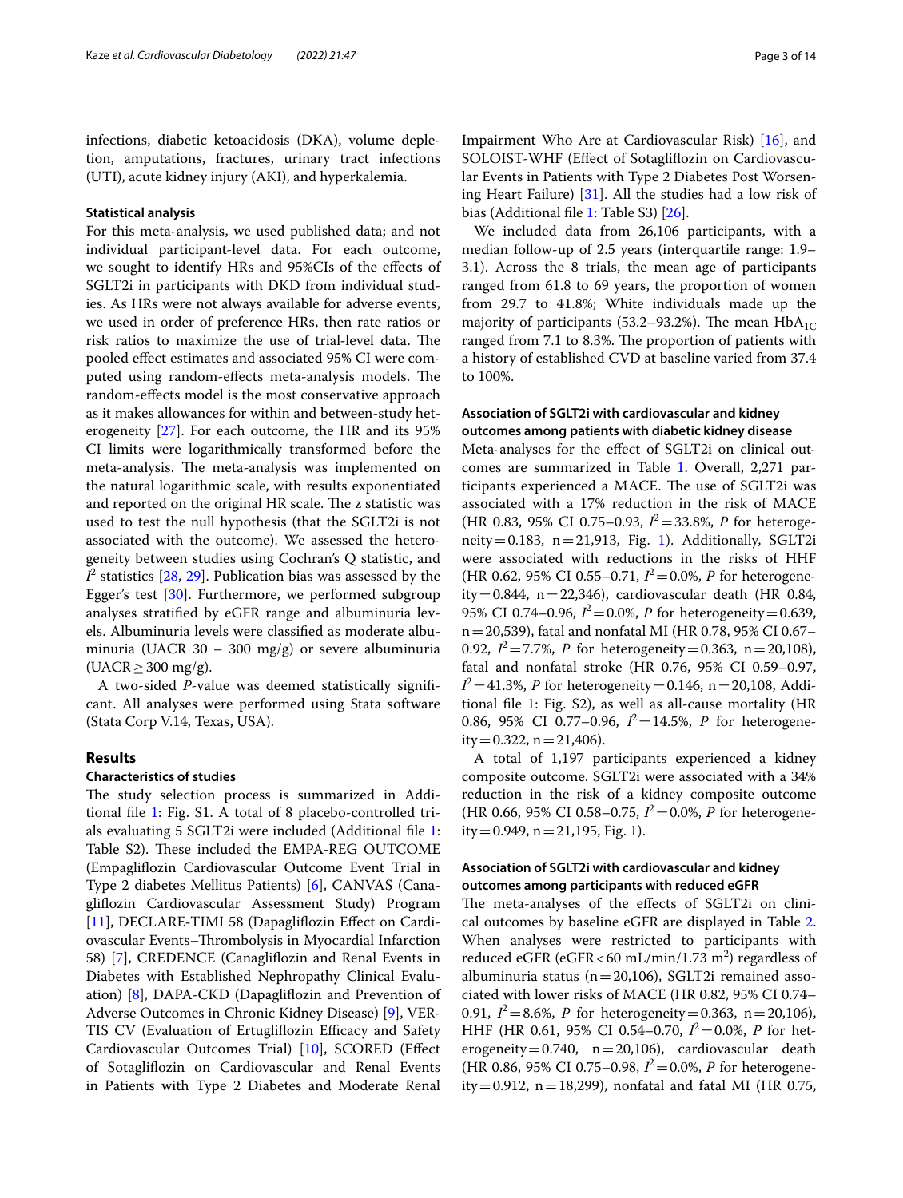infections, diabetic ketoacidosis (DKA), volume depletion, amputations, fractures, urinary tract infections (UTI), acute kidney injury (AKI), and hyperkalemia.

#### Statistical analysis

For this meta-analysis, we used published data; and not individual participant-level data. For each outcome, we sought to identify HRs and 95%CIs of the effects of SGLT2i in participants with DKD from individual studies. As HRs were not always available for adverse events, we used in order of preference HRs, then rate ratios or risk ratios to maximize the use of trial-level data. The pooled effect estimates and associated 95% CI were computed using random-effects meta-analysis models. The random-effects model is the most conservative approach as it makes allowances for within and between-study heterogeneity [27]. For each outcome, the HR and its 95% CI limits were logarithmically transformed before the meta-analysis. The meta-analysis was implemented on the natural logarithmic scale, with results exponentiated and reported on the original HR scale. The z statistic was used to test the null hypothesis (that the SGLT2i is not associated with the outcome). We assessed the heterogeneity between studies using Cochran's Q statistic, and $I^2$ statistics [28, 29]. Publication bias was assessed by the Egger's test [30]. Furthermore, we performed subgroup analyses stratified by eGFR range and albuminuria levels. Albuminuria levels were classified as moderate albuminuria (UACR 30 – 300 mg/g) or severe albuminuria (UACR ≥ 300 mg/g).

A two-sided *P*-value was deemed statistically significant. All analyses were performed using Stata software (Stata Corp V.14, Texas, USA).

## Results

#### Characteristics of studies

The study selection process is summarized in Additional file 1: Fig. S1. A total of 8 placebo-controlled trials evaluating 5 SGLT2i were included (Additional file 1: Table S2). These included the EMPA-REG OUTCOME (Empagliflozin Cardiovascular Outcome Event Trial in Type 2 diabetes Mellitus Patients) [6], CANVAS (Canagliflozin Cardiovascular Assessment Study) Program [11], DECLARE-TIMI 58 (Dapagliflozin Effect on Cardiovascular Events–Thrombolysis in Myocardial Infarction 58) [7], CREDENCE (Canagliflozin and Renal Events in Diabetes with Established Nephropathy Clinical Evaluation) [8], DAPA-CKD (Dapagliflozin and Prevention of Adverse Outcomes in Chronic Kidney Disease) [9], VERTIS CV (Evaluation of Ertugliflozin Efficacy and Safety Cardiovascular Outcomes Trial) [10], SCORED (Effect of Sotagliflozin on Cardiovascular and Renal Events in Patients with Type 2 Diabetes and Moderate Renal Impairment Who Are at Cardiovascular Risk) [16], and SOLOIST-WHF (Effect of Sotagliflozin on Cardiovascular Events in Patients with Type 2 Diabetes Post Worsening Heart Failure) [31]. All the studies had a low risk of bias (Additional file 1: Table S3) [26].

We included data from 26,106 participants, with a median follow-up of 2.5 years (interquartile range: 1.9–3.1). Across the 8 trials, the mean age of participants ranged from 61.8 to 69 years, the proportion of women from 29.7 to 41.8%; White individuals made up the majority of participants (53.2–93.2%). The mean $HbA_{1C}$ ranged from 7.1 to 8.3%. The proportion of patients with a history of established CVD at baseline varied from 37.4 to 100%.

#### Association of SGLT2i with cardiovascular and kidney outcomes among patients with diabetic kidney disease

Meta-analyses for the effect of SGLT2i on clinical outcomes are summarized in Table 1. Overall, 2,271 participants experienced a MACE. The use of SGLT2i was associated with a 17% reduction in the risk of MACE (HR 0.83, 95% CI 0.75–0.93, $I^2$ = 33.8%, *P* for heterogeneity = 0.183, n = 21,913, Fig. 1). Additionally, SGLT2i were associated with reductions in the risks of HHF (HR 0.62, 95% CI 0.55–0.71, $I^2$ = 0.0%, *P* for heterogeneity = 0.844, n = 22,346), cardiovascular death (HR 0.84, 95% CI 0.74–0.96, $I^2$ = 0.0%, *P* for heterogeneity = 0.639, n = 20,539), fatal and nonfatal MI (HR 0.78, 95% CI 0.67–0.92, $I^2$ = 7.7%, *P* for heterogeneity = 0.363, n = 20,108), fatal and nonfatal stroke (HR 0.76, 95% CI 0.59–0.97, $I^2$ = 41.3%, *P* for heterogeneity = 0.146, n = 20,108, Additional file 1: Fig. S2), as well as all-cause mortality (HR 0.86, 95% CI 0.77–0.96, $I^2$ = 14.5%, *P* for heterogeneity = 0.322, n = 21,406).

A total of 1,197 participants experienced a kidney composite outcome. SGLT2i were associated with a 34% reduction in the risk of a kidney composite outcome (HR 0.66, 95% CI 0.58–0.75, $I^2$ = 0.0%, *P* for heterogeneity = 0.949, n = 21,195, Fig. 1).

#### Association of SGLT2i with cardiovascular and kidney outcomes among participants with reduced eGFR

The meta-analyses of the effects of SGLT2i on clinical outcomes by baseline eGFR are displayed in Table 2. When analyses were restricted to participants with reduced eGFR (eGFR < 60 mL/min/1.73 $m^2$) regardless of albuminuria status (n = 20,106), SGLT2i remained associated with lower risks of MACE (HR 0.82, 95% CI 0.74–0.91, $I^2$ = 8.6%, *P* for heterogeneity = 0.363, n = 20,106), HHF (HR 0.61, 95% CI 0.54–0.70, $I^2$ = 0.0%, *P* for heterogeneity = 0.740, n = 20,106), cardiovascular death (HR 0.86, 95% CI 0.75–0.98, $I^2$ = 0.0%, *P* for heterogeneity = 0.912, n = 18,299), nonfatal and fatal MI (HR 0.75,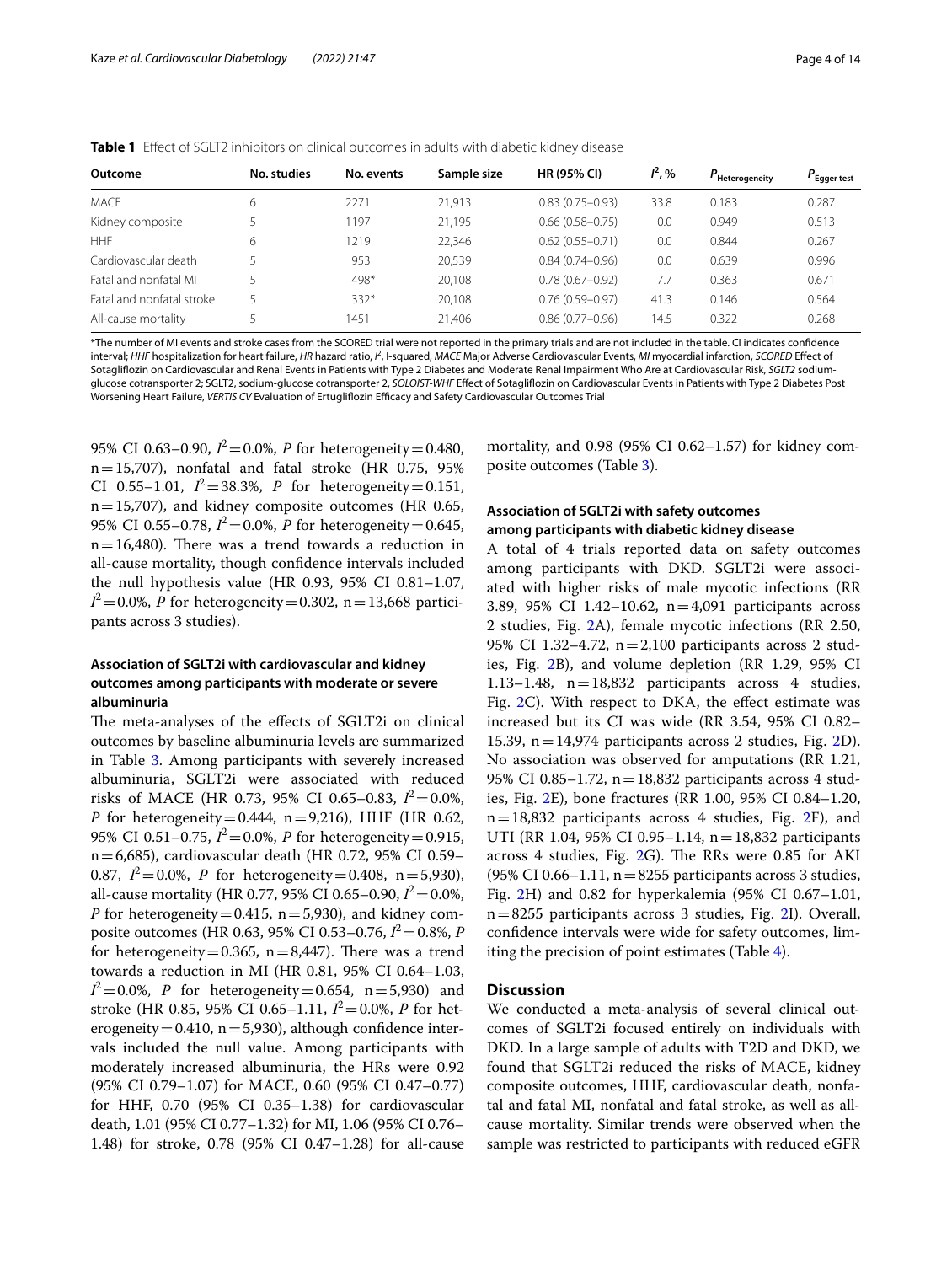**Table 1** Effect of SGLT2 inhibitors on clinical outcomes in adults with diabetic kidney disease

| Outcome | No. studies | No. events | Sample size | HR (95% CI) | $I^2$, % | $P_{\text{Heterogeneity}}$ | $P_{\text{Egger test}}$ |
|---|---|---|---|---|---|---|---|
| MACE | 6 | 2271 | 21,913 | 0.83 (0.75–0.93) | 33.8 | 0.183 | 0.287 |
| Kidney composite | 5 | 1197 | 21,195 | 0.66 (0.58–0.75) | 0.0 | 0.949 | 0.513 |
| HHF | 6 | 1219 | 22,346 | 0.62 (0.55–0.71) | 0.0 | 0.844 | 0.267 |
| Cardiovascular death | 5 | 953 | 20,539 | 0.84 (0.74–0.96) | 0.0 | 0.639 | 0.996 |
| Fatal and nonfatal MI | 5 | 498* | 20,108 | 0.78 (0.67–0.92) | 7.7 | 0.363 | 0.671 |
| Fatal and nonfatal stroke | 5 | 332* | 20,108 | 0.76 (0.59–0.97) | 41.3 | 0.146 | 0.564 |
| All-cause mortality | 5 | 1451 | 21,406 | 0.86 (0.77–0.96) | 14.5 | 0.322 | 0.268 |

*The number of MI events and stroke cases from the SCORED trial were not reported in the primary trials and are not included in the table. CI indicates confidence interval; *HHF* hospitalization for heart failure, *HR* hazard ratio, $I^2$, I-squared, *MACE* Major Adverse Cardiovascular Events, *MI* myocardial infarction, *SCORED* Effect of Sotagliflozin on Cardiovascular and Renal Events in Patients with Type 2 Diabetes and Moderate Renal Impairment Who Are at Cardiovascular Risk, *SGLT2* sodium-glucose cotransporter 2; SGLT2, sodium-glucose cotransporter 2, *SOLOIST-WHF* Effect of Sotagliflozin on Cardiovascular Events in Patients with Type 2 Diabetes Post Worsening Heart Failure, *VERTIS CV* Evaluation of Ertugliflozin Efficacy and Safety Cardiovascular Outcomes Trial

95% CI 0.63–0.90, $I^2 = 0.0\%$, $P$ for heterogeneity = 0.480, n = 15,707), nonfatal and fatal stroke (HR 0.75, 95% CI 0.55–1.01, $I^2 = 38.3\%$, $P$ for heterogeneity = 0.151, n = 15,707), and kidney composite outcomes (HR 0.65, 95% CI 0.55–0.78, $I^2 = 0.0\%$, $P$ for heterogeneity = 0.645, n = 16,480). There was a trend towards a reduction in all-cause mortality, though confidence intervals included the null hypothesis value (HR 0.93, 95% CI 0.81–1.07, $I^2 = 0.0\%$, $P$ for heterogeneity = 0.302, n = 13,668 participants across 3 studies).

### Association of SGLT2i with cardiovascular and kidney outcomes among participants with moderate or severe albuminuria

The meta-analyses of the effects of SGLT2i on clinical outcomes by baseline albuminuria levels are summarized in Table 3. Among participants with severely increased albuminuria, SGLT2i were associated with reduced risks of MACE (HR 0.73, 95% CI 0.65–0.83, $I^2 = 0.0\%$, $P$ for heterogeneity = 0.444, n = 9,216), HHF (HR 0.62, 95% CI 0.51–0.75, $I^2 = 0.0\%$, $P$ for heterogeneity = 0.915, n = 6,685), cardiovascular death (HR 0.72, 95% CI 0.59–0.87, $I^2 = 0.0\%$, $P$ for heterogeneity = 0.408, n = 5,930), all-cause mortality (HR 0.77, 95% CI 0.65–0.90, $I^2 = 0.0\%$, $P$ for heterogeneity = 0.415, n = 5,930), and kidney composite outcomes (HR 0.63, 95% CI 0.53–0.76, $I^2 = 0.8\%$, $P$ for heterogeneity = 0.365, n = 8,447). There was a trend towards a reduction in MI (HR 0.81, 95% CI 0.64–1.03, $I^2 = 0.0\%$, $P$ for heterogeneity = 0.654, n = 5,930) and stroke (HR 0.85, 95% CI 0.65–1.11, $I^2 = 0.0\%$, $P$ for heterogeneity = 0.410, n = 5,930), although confidence intervals included the null value. Among participants with moderately increased albuminuria, the HRs were 0.92 (95% CI 0.79–1.07) for MACE, 0.60 (95% CI 0.47–0.77) for HHF, 0.70 (95% CI 0.35–1.38) for cardiovascular death, 1.01 (95% CI 0.77–1.32) for MI, 1.06 (95% CI 0.76–1.48) for stroke, 0.78 (95% CI 0.47–1.28) for all-cause mortality, and 0.98 (95% CI 0.62–1.57) for kidney composite outcomes (Table 3).

### Association of SGLT2i with safety outcomes among participants with diabetic kidney disease

A total of 4 trials reported data on safety outcomes among participants with DKD. SGLT2i were associated with higher risks of male mycotic infections (RR 3.89, 95% CI 1.42–10.62, n = 4,091 participants across 2 studies, Fig. 2A), female mycotic infections (RR 2.50, 95% CI 1.32–4.72, n = 2,100 participants across 2 studies, Fig. 2B), and volume depletion (RR 1.29, 95% CI 1.13–1.48, n = 18,832 participants across 4 studies, Fig. 2C). With respect to DKA, the effect estimate was increased but its CI was wide (RR 3.54, 95% CI 0.82–15.39, n = 14,974 participants across 2 studies, Fig. 2D). No association was observed for amputations (RR 1.21, 95% CI 0.85–1.72, n = 18,832 participants across 4 studies, Fig. 2E), bone fractures (RR 1.00, 95% CI 0.84–1.20, n = 18,832 participants across 4 studies, Fig. 2F), and UTI (RR 1.04, 95% CI 0.95–1.14, n = 18,832 participants across 4 studies, Fig. 2G). The RRs were 0.85 for AKI (95% CI 0.66–1.11, n = 8255 participants across 3 studies, Fig. 2H) and 0.82 for hyperkalemia (95% CI 0.67–1.01, n = 8255 participants across 3 studies, Fig. 2I). Overall, confidence intervals were wide for safety outcomes, limiting the precision of point estimates (Table 4).

## Discussion

We conducted a meta-analysis of several clinical outcomes of SGLT2i focused entirely on individuals with DKD. In a large sample of adults with T2D and DKD, we found that SGLT2i reduced the risks of MACE, kidney composite outcomes, HHF, cardiovascular death, nonfatal and fatal MI, nonfatal and fatal stroke, as well as all-cause mortality. Similar trends were observed when the sample was restricted to participants with reduced eGFR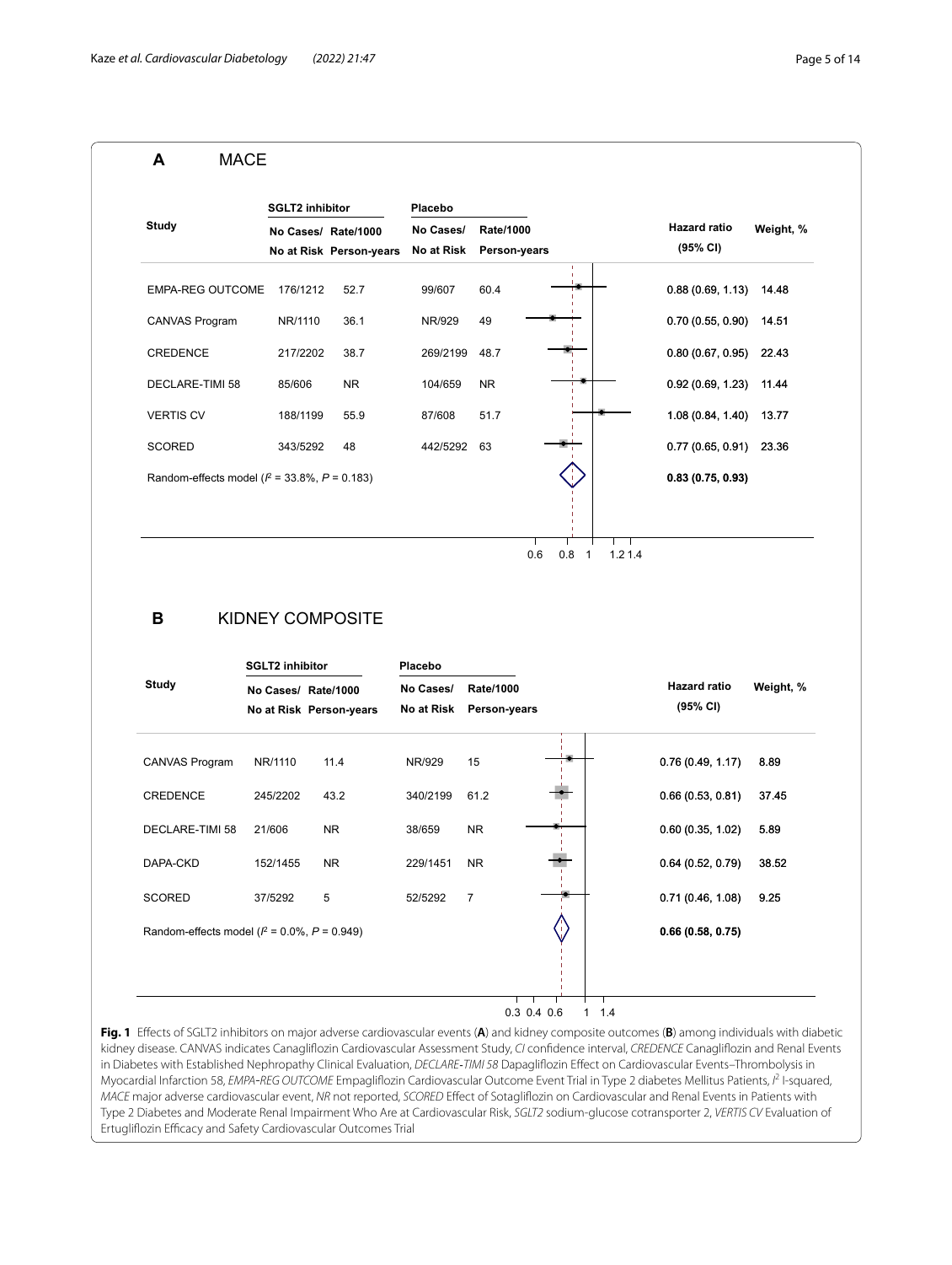**A** MACE

| Study | SGLT2 inhibitor No Cases/ No at Risk | SGLT2 inhibitor Rate/1000 Person-years | Placebo No Cases/ No at Risk | Placebo Rate/1000 Person-years | Hazard ratio (95% CI) | Weight, % |
|---|---|---|---|---|---|---|
| EMPA-REG OUTCOME | 176/1212 | 52.7 | 99/607 | 60.4 | 0.88 (0.69, 1.13) | 14.48 |
| CANVAS Program | NR/1110 | 36.1 | NR/929 | 49 | 0.70 (0.55, 0.90) | 14.51 |
| CREDENCE | 217/2202 | 38.7 | 269/2199 | 48.7 | 0.80 (0.67, 0.95) | 22.43 |
| DECLARE-TIMI 58 | 85/606 | NR | 104/659 | NR | 0.92 (0.69, 1.23) | 11.44 |
| VERTIS CV | 188/1199 | 55.9 | 87/608 | 51.7 | 1.08 (0.84, 1.40) | 13.77 |
| SCORED | 343/5292 | 48 | 442/5292 | 63 | 0.77 (0.65, 0.91) | 23.36 |
| Random-effects model ($I^2$ = 33.8%, $P$ = 0.183) | | | | | **0.83 (0.75, 0.93)** | |

**B** KIDNEY COMPOSITE

| Study | SGLT2 inhibitor No Cases/ No at Risk | SGLT2 inhibitor Rate/1000 Person-years | Placebo No Cases/ No at Risk | Placebo Rate/1000 Person-years | Hazard ratio (95% CI) | Weight, % |
|---|---|---|---|---|---|---|
| CANVAS Program | NR/1110 | 11.4 | NR/929 | 15 | 0.76 (0.49, 1.17) | 8.89 |
| CREDENCE | 245/2202 | 43.2 | 340/2199 | 61.2 | 0.66 (0.53, 0.81) | 37.45 |
| DECLARE-TIMI 58 | 21/606 | NR | 38/659 | NR | 0.60 (0.35, 1.02) | 5.89 |
| DAPA-CKD | 152/1455 | NR | 229/1451 | NR | 0.64 (0.52, 0.79) | 38.52 |
| SCORED | 37/5292 | 5 | 52/5292 | 7 | 0.71 (0.46, 1.08) | 9.25 |
| Random-effects model ($I^2$ = 0.0%, $P$ = 0.949) | | | | | **0.66 (0.58, 0.75)** | |

**Fig. 1** Effects of SGLT2 inhibitors on major adverse cardiovascular events (**A**) and kidney composite outcomes (**B**) among individuals with diabetic kidney disease. CANVAS indicates Canagliflozin Cardiovascular Assessment Study, *CI* confidence interval, *CREDENCE* Canagliflozin and Renal Events in Diabetes with Established Nephropathy Clinical Evaluation, *DECLARE-TIMI 58* Dapagliflozin Effect on Cardiovascular Events–Thrombolysis in Myocardial Infarction 58, *EMPA-REG OUTCOME* Empagliflozin Cardiovascular Outcome Event Trial in Type 2 diabetes Mellitus Patients, $I^2$ I-squared, *MACE* major adverse cardiovascular event, *NR* not reported, *SCORED* Effect of Sotagliflozin on Cardiovascular and Renal Events in Patients with Type 2 Diabetes and Moderate Renal Impairment Who Are at Cardiovascular Risk, *SGLT2* sodium-glucose cotransporter 2, *VERTIS CV* Evaluation of Ertugliflozin Efficacy and Safety Cardiovascular Outcomes Trial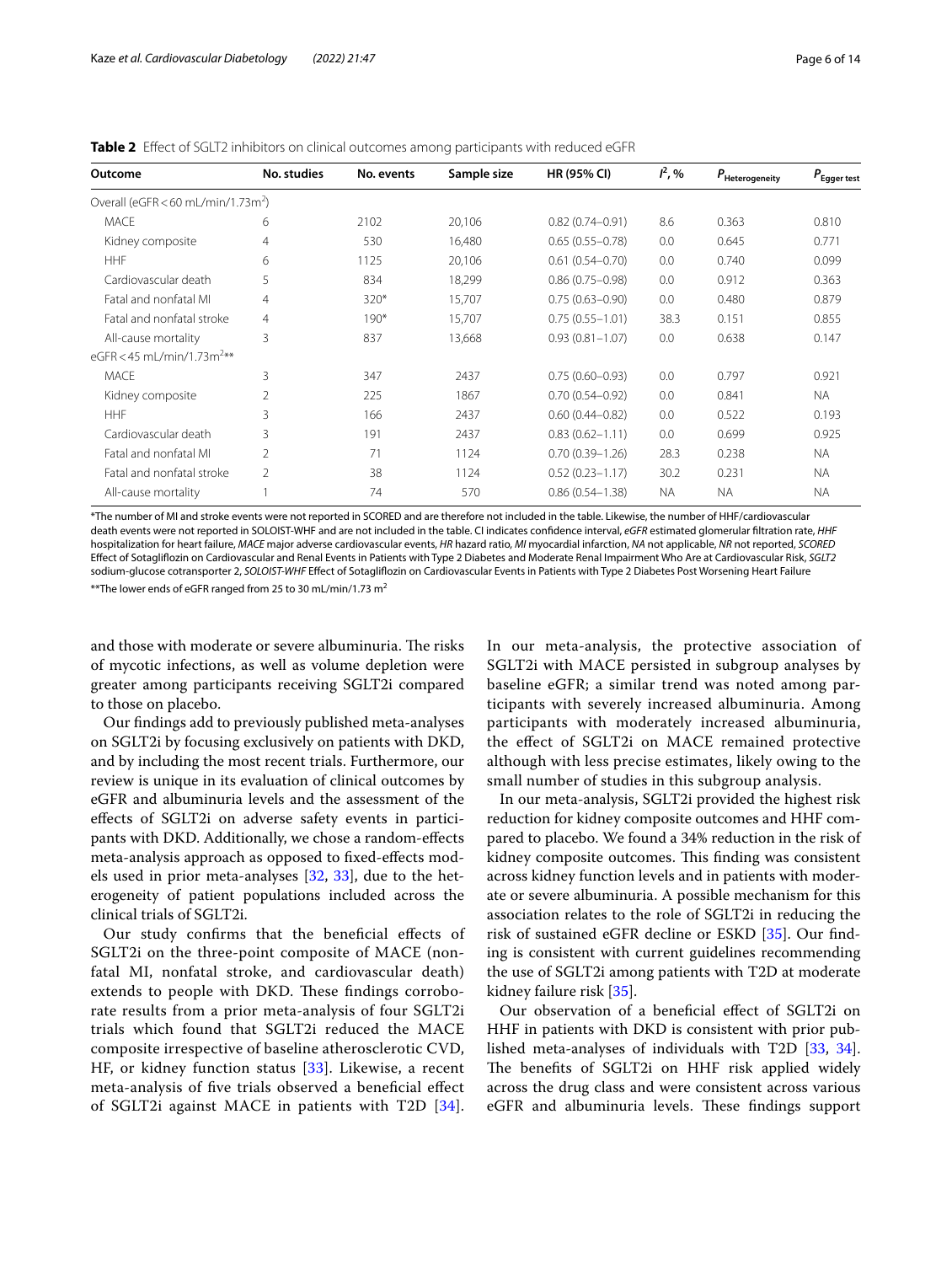**Table 2** Effect of SGLT2 inhibitors on clinical outcomes among participants with reduced eGFR

| Outcome | No. studies | No. events | Sample size | HR (95% CI) | $I^2$, % | $P_{\text{Heterogeneity}}$ | $P_{\text{Egger test}}$ |
|---|---|---|---|---|---|---|---|
| Overall (eGFR < 60 mL/min/1.73m²) | | | | | | | |
| MACE | 6 | 2102 | 20,106 | 0.82 (0.74–0.91) | 8.6 | 0.363 | 0.810 |
| Kidney composite | 4 | 530 | 16,480 | 0.65 (0.55–0.78) | 0.0 | 0.645 | 0.771 |
| HHF | 6 | 1125 | 20,106 | 0.61 (0.54–0.70) | 0.0 | 0.740 | 0.099 |
| Cardiovascular death | 5 | 834 | 18,299 | 0.86 (0.75–0.98) | 0.0 | 0.912 | 0.363 |
| Fatal and nonfatal MI | 4 | 320* | 15,707 | 0.75 (0.63–0.90) | 0.0 | 0.480 | 0.879 |
| Fatal and nonfatal stroke | 4 | 190* | 15,707 | 0.75 (0.55–1.01) | 38.3 | 0.151 | 0.855 |
| All-cause mortality | 3 | 837 | 13,668 | 0.93 (0.81–1.07) | 0.0 | 0.638 | 0.147 |
| eGFR < 45 mL/min/1.73m²** | | | | | | | |
| MACE | 3 | 347 | 2437 | 0.75 (0.60–0.93) | 0.0 | 0.797 | 0.921 |
| Kidney composite | 2 | 225 | 1867 | 0.70 (0.54–0.92) | 0.0 | 0.841 | NA |
| HHF | 3 | 166 | 2437 | 0.60 (0.44–0.82) | 0.0 | 0.522 | 0.193 |
| Cardiovascular death | 3 | 191 | 2437 | 0.83 (0.62–1.11) | 0.0 | 0.699 | 0.925 |
| Fatal and nonfatal MI | 2 | 71 | 1124 | 0.70 (0.39–1.26) | 28.3 | 0.238 | NA |
| Fatal and nonfatal stroke | 2 | 38 | 1124 | 0.52 (0.23–1.17) | 30.2 | 0.231 | NA |
| All-cause mortality | 1 | 74 | 570 | 0.86 (0.54–1.38) | NA | NA | NA |

*The number of MI and stroke events were not reported in SCORED and are therefore not included in the table. Likewise, the number of HHF/cardiovascular death events were not reported in SOLOIST-WHF and are not included in the table. CI indicates confidence interval, *eGFR* estimated glomerular filtration rate, *HHF* hospitalization for heart failure, *MACE* major adverse cardiovascular events, *HR* hazard ratio, *MI* myocardial infarction, *NA* not applicable, *NR* not reported, *SCORED* Effect of Sotagliflozin on Cardiovascular and Renal Events in Patients with Type 2 Diabetes and Moderate Renal Impairment Who Are at Cardiovascular Risk, *SGLT2* sodium-glucose cotransporter 2, *SOLOIST-WHF* Effect of Sotagliflozin on Cardiovascular Events in Patients with Type 2 Diabetes Post Worsening Heart Failure

**The lower ends of eGFR ranged from 25 to 30 mL/min/1.73 m²

and those with moderate or severe albuminuria. The risks of mycotic infections, as well as volume depletion were greater among participants receiving SGLT2i compared to those on placebo.

Our findings add to previously published meta-analyses on SGLT2i by focusing exclusively on patients with DKD, and by including the most recent trials. Furthermore, our review is unique in its evaluation of clinical outcomes by eGFR and albuminuria levels and the assessment of the effects of SGLT2i on adverse safety events in participants with DKD. Additionally, we chose a random-effects meta-analysis approach as opposed to fixed-effects models used in prior meta-analyses [32, 33], due to the heterogeneity of patient populations included across the clinical trials of SGLT2i.

Our study confirms that the beneficial effects of SGLT2i on the three-point composite of MACE (nonfatal MI, nonfatal stroke, and cardiovascular death) extends to people with DKD. These findings corroborate results from a prior meta-analysis of four SGLT2i trials which found that SGLT2i reduced the MACE composite irrespective of baseline atherosclerotic CVD, HF, or kidney function status [33]. Likewise, a recent meta-analysis of five trials observed a beneficial effect of SGLT2i against MACE in patients with T2D [34]. In our meta-analysis, the protective association of SGLT2i with MACE persisted in subgroup analyses by baseline eGFR; a similar trend was noted among participants with severely increased albuminuria. Among participants with moderately increased albuminuria, the effect of SGLT2i on MACE remained protective although with less precise estimates, likely owing to the small number of studies in this subgroup analysis.

In our meta-analysis, SGLT2i provided the highest risk reduction for kidney composite outcomes and HHF compared to placebo. We found a 34% reduction in the risk of kidney composite outcomes. This finding was consistent across kidney function levels and in patients with moderate or severe albuminuria. A possible mechanism for this association relates to the role of SGLT2i in reducing the risk of sustained eGFR decline or ESKD [35]. Our finding is consistent with current guidelines recommending the use of SGLT2i among patients with T2D at moderate kidney failure risk [35].

Our observation of a beneficial effect of SGLT2i on HHF in patients with DKD is consistent with prior published meta-analyses of individuals with T2D [33, 34]. The benefits of SGLT2i on HHF risk applied widely across the drug class and were consistent across various eGFR and albuminuria levels. These findings support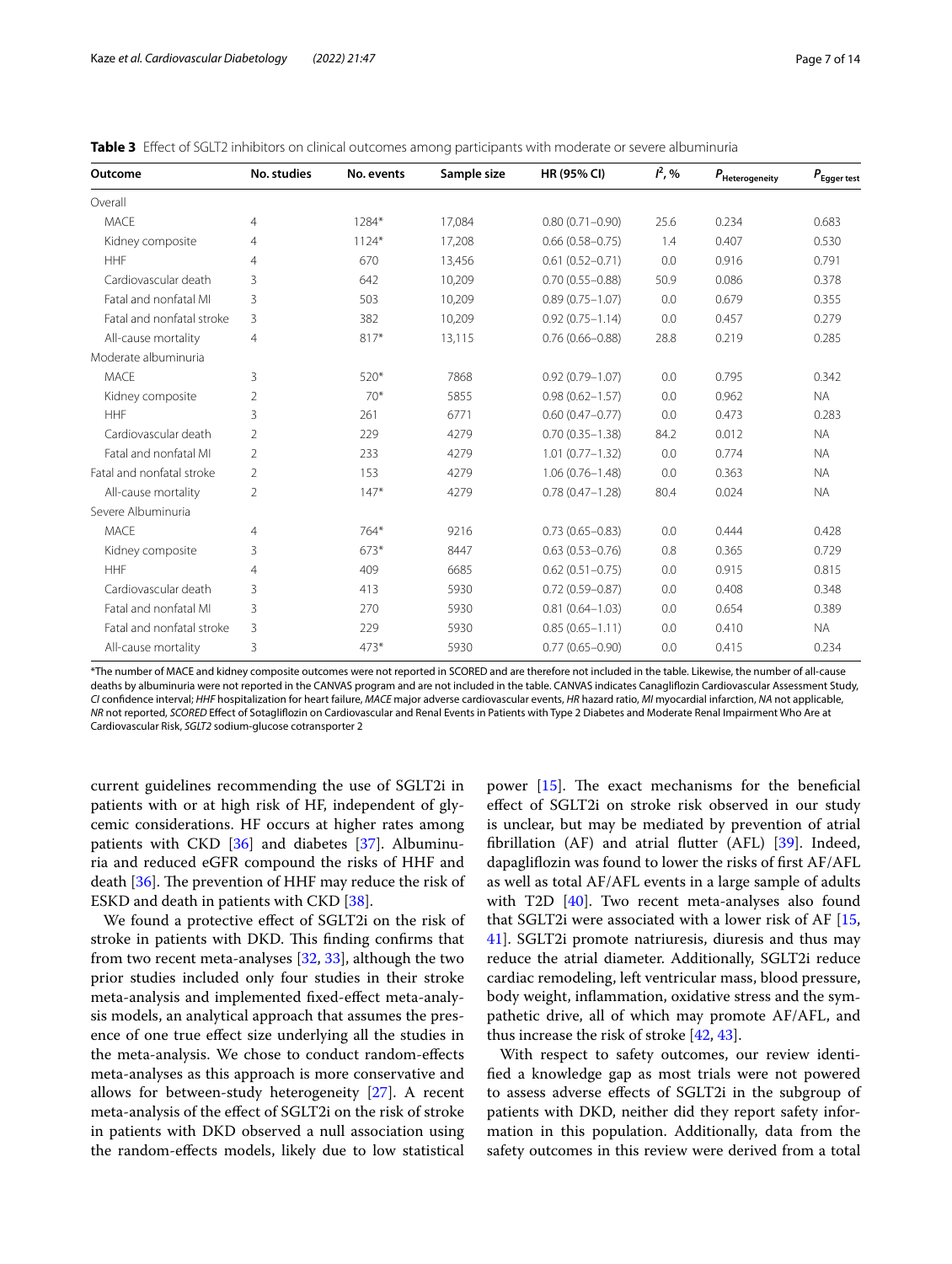**Table 3** Effect of SGLT2 inhibitors on clinical outcomes among participants with moderate or severe albuminuria

| Outcome | No. studies | No. events | Sample size | HR (95% CI) | $I^2$, % | $P_{Heterogeneity}$ | $P_{Egger\ test}$ |
|---|---|---|---|---|---|---|---|
| Overall | | | | | | | |
| MACE | 4 | 1284* | 17,084 | 0.80 (0.71–0.90) | 25.6 | 0.234 | 0.683 |
| Kidney composite | 4 | 1124* | 17,208 | 0.66 (0.58–0.75) | 1.4 | 0.407 | 0.530 |
| HHF | 4 | 670 | 13,456 | 0.61 (0.52–0.71) | 0.0 | 0.916 | 0.791 |
| Cardiovascular death | 3 | 642 | 10,209 | 0.70 (0.55–0.88) | 50.9 | 0.086 | 0.378 |
| Fatal and nonfatal MI | 3 | 503 | 10,209 | 0.89 (0.75–1.07) | 0.0 | 0.679 | 0.355 |
| Fatal and nonfatal stroke | 3 | 382 | 10,209 | 0.92 (0.75–1.14) | 0.0 | 0.457 | 0.279 |
| All-cause mortality | 4 | 817* | 13,115 | 0.76 (0.66–0.88) | 28.8 | 0.219 | 0.285 |
| Moderate albuminuria | | | | | | | |
| MACE | 3 | 520* | 7868 | 0.92 (0.79–1.07) | 0.0 | 0.795 | 0.342 |
| Kidney composite | 2 | 70* | 5855 | 0.98 (0.62–1.57) | 0.0 | 0.962 | NA |
| HHF | 3 | 261 | 6771 | 0.60 (0.47–0.77) | 0.0 | 0.473 | 0.283 |
| Cardiovascular death | 2 | 229 | 4279 | 0.70 (0.35–1.38) | 84.2 | 0.012 | NA |
| Fatal and nonfatal MI | 2 | 233 | 4279 | 1.01 (0.77–1.32) | 0.0 | 0.774 | NA |
| Fatal and nonfatal stroke | 2 | 153 | 4279 | 1.06 (0.76–1.48) | 0.0 | 0.363 | NA |
| All-cause mortality | 2 | 147* | 4279 | 0.78 (0.47–1.28) | 80.4 | 0.024 | NA |
| Severe Albuminuria | | | | | | | |
| MACE | 4 | 764* | 9216 | 0.73 (0.65–0.83) | 0.0 | 0.444 | 0.428 |
| Kidney composite | 3 | 673* | 8447 | 0.63 (0.53–0.76) | 0.8 | 0.365 | 0.729 |
| HHF | 4 | 409 | 6685 | 0.62 (0.51–0.75) | 0.0 | 0.915 | 0.815 |
| Cardiovascular death | 3 | 413 | 5930 | 0.72 (0.59–0.87) | 0.0 | 0.408 | 0.348 |
| Fatal and nonfatal MI | 3 | 270 | 5930 | 0.81 (0.64–1.03) | 0.0 | 0.654 | 0.389 |
| Fatal and nonfatal stroke | 3 | 229 | 5930 | 0.85 (0.65–1.11) | 0.0 | 0.410 | NA |
| All-cause mortality | 3 | 473* | 5930 | 0.77 (0.65–0.90) | 0.0 | 0.415 | 0.234 |

*The number of MACE and kidney composite outcomes were not reported in SCORED and are therefore not included in the table. Likewise, the number of all-cause deaths by albuminuria were not reported in the CANVAS program and are not included in the table. CANVAS indicates Canagliflozin Cardiovascular Assessment Study, *CI* confidence interval; *HHF* hospitalization for heart failure, *MACE* major adverse cardiovascular events, *HR* hazard ratio, *MI* myocardial infarction, *NA* not applicable, *NR* not reported, *SCORED* Effect of Sotagliflozin on Cardiovascular and Renal Events in Patients with Type 2 Diabetes and Moderate Renal Impairment Who Are at Cardiovascular Risk, *SGLT2* sodium-glucose cotransporter 2

current guidelines recommending the use of SGLT2i in patients with or at high risk of HF, independent of glycemic considerations. HF occurs at higher rates among patients with CKD [36] and diabetes [37]. Albuminuria and reduced eGFR compound the risks of HHF and death [36]. The prevention of HHF may reduce the risk of ESKD and death in patients with CKD [38].

We found a protective effect of SGLT2i on the risk of stroke in patients with DKD. This finding confirms that from two recent meta-analyses [32, 33], although the two prior studies included only four studies in their stroke meta-analysis and implemented fixed-effect meta-analysis models, an analytical approach that assumes the presence of one true effect size underlying all the studies in the meta-analysis. We chose to conduct random-effects meta-analyses as this approach is more conservative and allows for between-study heterogeneity [27]. A recent meta-analysis of the effect of SGLT2i on the risk of stroke in patients with DKD observed a null association using the random-effects models, likely due to low statistical power [15]. The exact mechanisms for the beneficial effect of SGLT2i on stroke risk observed in our study is unclear, but may be mediated by prevention of atrial fibrillation (AF) and atrial flutter (AFL) [39]. Indeed, dapagliflozin was found to lower the risks of first AF/AFL as well as total AF/AFL events in a large sample of adults with T2D [40]. Two recent meta-analyses also found that SGLT2i were associated with a lower risk of AF [15, 41]. SGLT2i promote natriuresis, diuresis and thus may reduce the atrial diameter. Additionally, SGLT2i reduce cardiac remodeling, left ventricular mass, blood pressure, body weight, inflammation, oxidative stress and the sympathetic drive, all of which may promote AF/AFL, and thus increase the risk of stroke [42, 43].

With respect to safety outcomes, our review identified a knowledge gap as most trials were not powered to assess adverse effects of SGLT2i in the subgroup of patients with DKD, neither did they report safety information in this population. Additionally, data from the safety outcomes in this review were derived from a total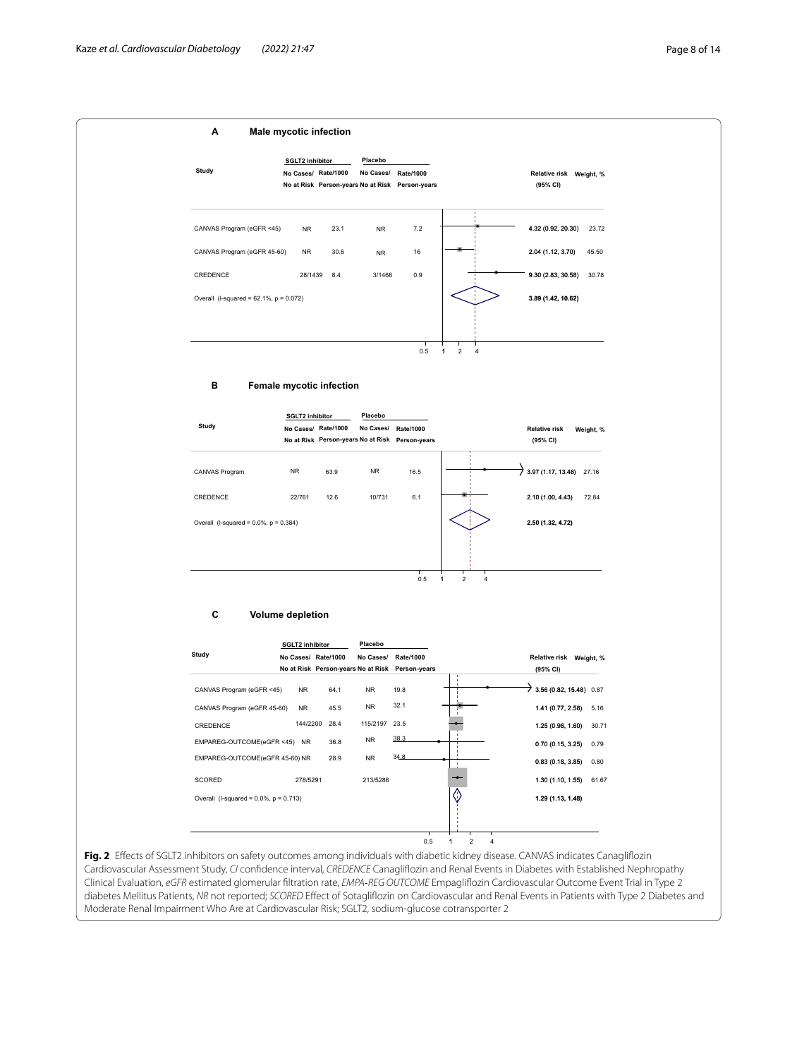**A Male mycotic infection**

| Study | SGLT2 inhibitor No Cases/ No at Risk | SGLT2 inhibitor Rate/1000 Person-years | Placebo No Cases/ No at Risk | Placebo Rate/1000 Person-years | Relative risk (95% CI) | Weight, % |
|---|---|---|---|---|---|---|
| CANVAS Program (eGFR <45) | NR | 23.1 | NR | 7.2 | 4.32 (0.92, 20.30) | 23.72 |
| CANVAS Program (eGFR 45-60) | NR | 30.6 | NR | 16 | 2.04 (1.12, 3.70) | 45.50 |
| CREDENCE | 28/1439 | 8.4 | 3/1466 | 0.9 | 9.30 (2.83, 30.58) | 30.78 |
| Overall (I-squared = 62.1%, p = 0.072) | | | | | 3.89 (1.42, 10.62) | |

**B Female mycotic infection**

| Study | SGLT2 inhibitor No Cases/ No at Risk | SGLT2 inhibitor Rate/1000 Person-years | Placebo No Cases/ No at Risk | Placebo Rate/1000 Person-years | Relative risk (95% CI) | Weight, % |
|---|---|---|---|---|---|---|
| CANVAS Program | NR | 63.9 | NR | 16.5 | 3.97 (1.17, 13.48) | 27.16 |
| CREDENCE | 22/761 | 12.6 | 10/731 | 6.1 | 2.10 (1.00, 4.43) | 72.84 |
| Overall (I-squared = 0.0%, p = 0.384) | | | | | 2.50 (1.32, 4.72) | |

**C Volume depletion**

| Study | SGLT2 inhibitor No Cases/ No at Risk | SGLT2 inhibitor Rate/1000 Person-years | Placebo No Cases/ No at Risk | Placebo Rate/1000 Person-years | Relative risk (95% CI) | Weight, % |
|---|---|---|---|---|---|---|
| CANVAS Program (eGFR <45) | NR | 64.1 | NR | 19.8 | 3.56 (0.82, 15.48) | 0.87 |
| CANVAS Program (eGFR 45-60) | NR | 45.5 | NR | 32.1 | 1.41 (0.77, 2.58) | 5.16 |
| CREDENCE | 144/2200 | 28.4 | 115/2197 | 23.5 | 1.25 (0.98, 1.60) | 30.71 |
| EMPAREG-OUTCOME(eGFR <45) | NR | 36.8 | NR | 38.3 | 0.70 (0.15, 3.25) | 0.79 |
| EMPAREG-OUTCOME(eGFR 45-60) | NR | 28.9 | NR | 34.8 | 0.83 (0.18, 3.85) | 0.80 |
| SCORED | 278/5291 | | 213/5286 | | 1.30 (1.10, 1.55) | 61.67 |
| Overall (I-squared = 0.0%, p = 0.713) | | | | | 1.29 (1.13, 1.48) | |

**Fig. 2** Effects of SGLT2 inhibitors on safety outcomes among individuals with diabetic kidney disease. CANVAS indicates Canagliflozin Cardiovascular Assessment Study, *CI* confidence interval, *CREDENCE* Canagliflozin and Renal Events in Diabetes with Established Nephropathy Clinical Evaluation, *eGFR* estimated glomerular filtration rate, *EMPA-REG OUTCOME* Empagliflozin Cardiovascular Outcome Event Trial in Type 2 diabetes Mellitus Patients, *NR* not reported; *SCORED* Effect of Sotagliflozin on Cardiovascular and Renal Events in Patients with Type 2 Diabetes and Moderate Renal Impairment Who Are at Cardiovascular Risk; SGLT2, sodium-glucose cotransporter 2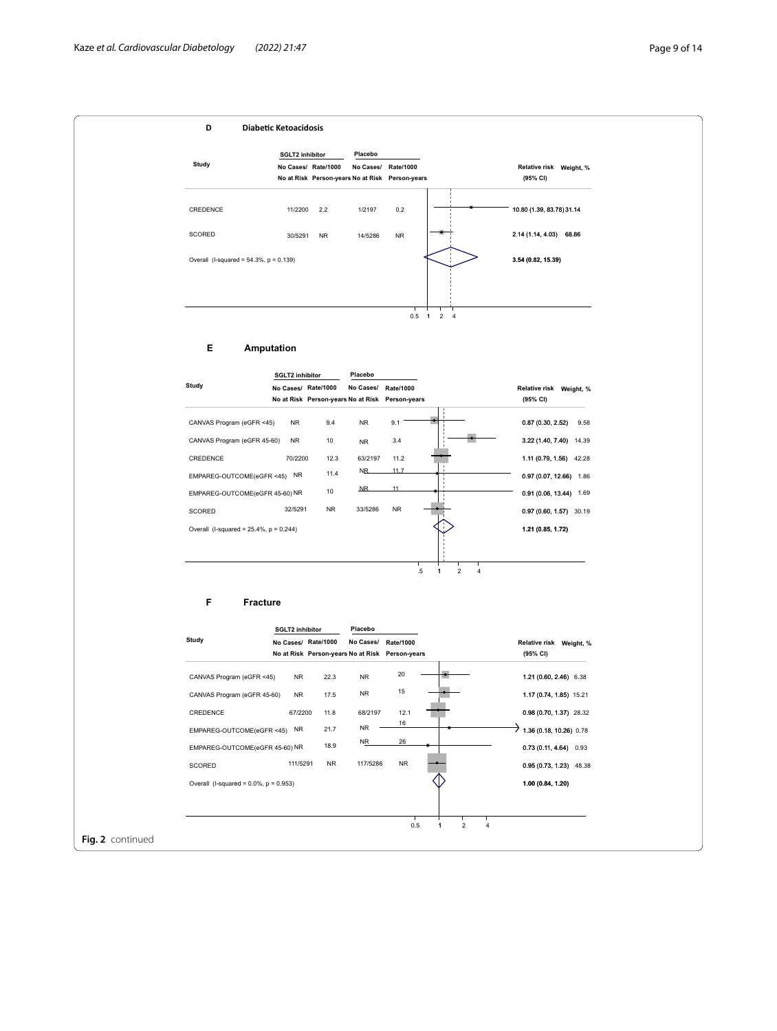**D** **Diabetic Ketoacidosis**

| Study | SGLT2 inhibitor No Cases/ No at Risk | SGLT2 inhibitor Rate/1000 Person-years | Placebo No Cases/ No at Risk | Placebo Rate/1000 Person-years | Relative risk (95% CI) | Weight, % |
|---|---|---|---|---|---|---|
| CREDENCE | 11/2200 | 2.2 | 1/2197 | 0.2 | 10.80 (1.39, 83.78) | 31.14 |
| SCORED | 30/5291 | NR | 14/5286 | NR | 2.14 (1.14, 4.03) | 68.86 |
| Overall (I-squared = 54.3%, p = 0.139) | | | | | 3.54 (0.82, 15.39) | |

**E** **Amputation**

| Study | SGLT2 inhibitor No Cases/ No at Risk | SGLT2 inhibitor Rate/1000 Person-years | Placebo No Cases/ No at Risk | Placebo Rate/1000 Person-years | Relative risk (95% CI) | Weight, % |
|---|---|---|---|---|---|---|
| CANVAS Program (eGFR <45) | NR | 9.4 | NR | 9.1 | 0.87 (0.30, 2.52) | 9.58 |
| CANVAS Program (eGFR 45-60) | NR | 10 | NR | 3.4 | 3.22 (1.40, 7.40) | 14.39 |
| CREDENCE | 70/2200 | 12.3 | 63/2197 | 11.2 | 1.11 (0.79, 1.56) | 42.28 |
| EMPAREG-OUTCOME(eGFR <45) | NR | 11.4 | NR | 11.7 | 0.97 (0.07, 12.66) | 1.86 |
| EMPAREG-OUTCOME(eGFR 45-60) | NR | 10 | NR | 11 | 0.91 (0.06, 13.44) | 1.69 |
| SCORED | 32/5291 | NR | 33/5286 | NR | 0.97 (0.60, 1.57) | 30.19 |
| Overall (I-squared = 25.4%, p = 0.244) | | | | | 1.21 (0.85, 1.72) | |

**F** **Fracture**

| Study | SGLT2 inhibitor No Cases/ No at Risk | SGLT2 inhibitor Rate/1000 Person-years | Placebo No Cases/ No at Risk | Placebo Rate/1000 Person-years | Relative risk (95% CI) | Weight, % |
|---|---|---|---|---|---|---|
| CANVAS Program (eGFR <45) | NR | 22.3 | NR | 20 | 1.21 (0.60, 2.46) | 6.38 |
| CANVAS Program (eGFR 45-60) | NR | 17.5 | NR | 15 | 1.17 (0.74, 1.85) | 15.21 |
| CREDENCE | 67/2200 | 11.8 | 68/2197 | 12.1 | 0.98 (0.70, 1.37) | 28.32 |
| EMPAREG-OUTCOME(eGFR <45) | NR | 21.7 | NR | 16 | 1.36 (0.18, 10.26) | 0.78 |
| EMPAREG-OUTCOME(eGFR 45-60) | NR | 18.9 | NR | 26 | 0.73 (0.11, 4.64) | 0.93 |
| SCORED | 111/5291 | NR | 117/5286 | NR | 0.95 (0.73, 1.23) | 48.38 |
| Overall (I-squared = 0.0%, p = 0.953) | | | | | 1.00 (0.84, 1.20) | |

**Fig. 2** continued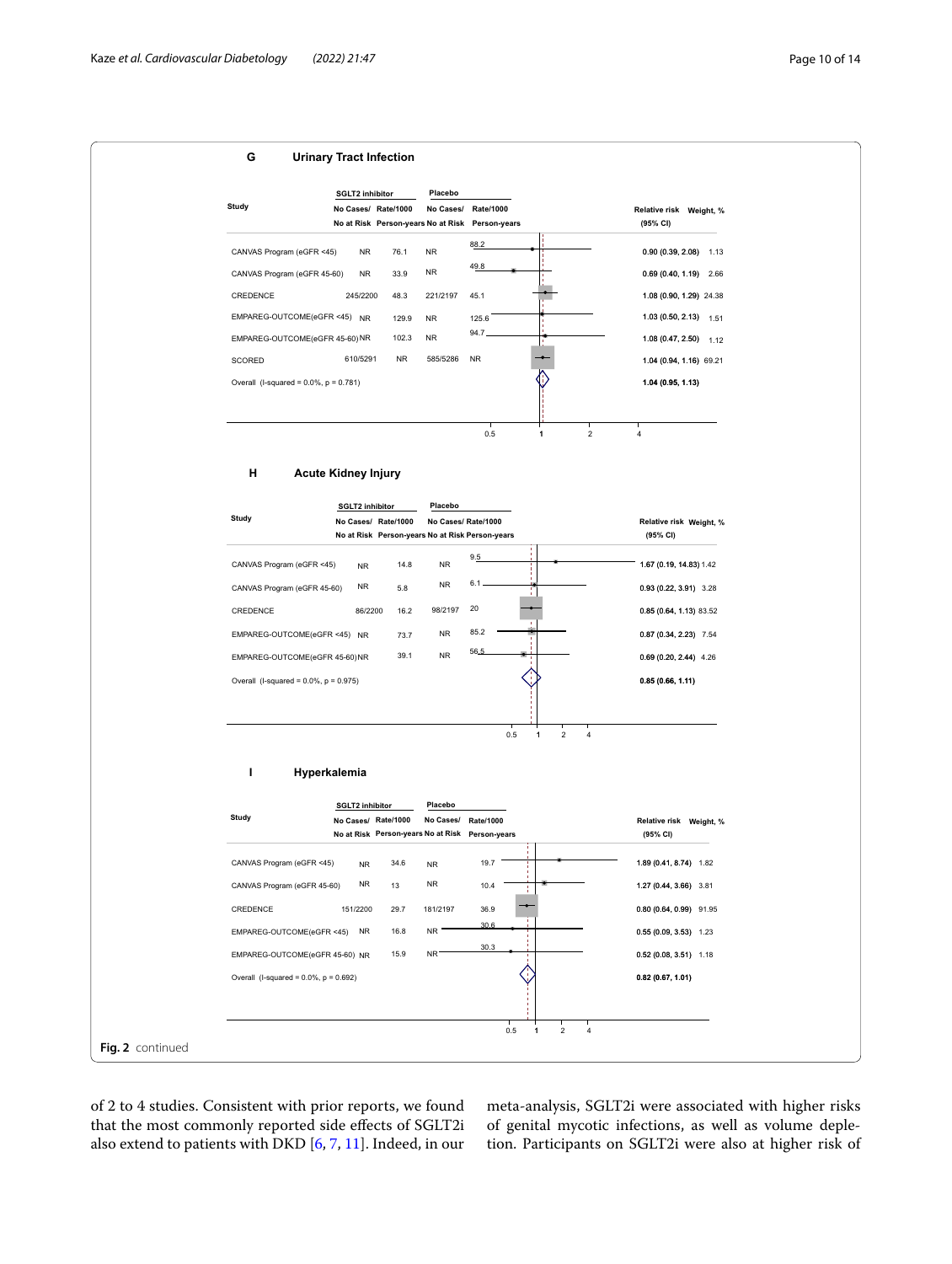**G Urinary Tract Infection**

| Study | SGLT2 inhibitor No Cases/ No at Risk | SGLT2 inhibitor Rate/1000 Person-years | Placebo No Cases/ No at Risk | Placebo Rate/1000 Person-years | Relative risk (95% CI) | Weight, % |
|---|---|---|---|---|---|---|
| CANVAS Program (eGFR <45) | NR | 76.1 | NR | 88.2 | 0.90 (0.39, 2.08) | 1.13 |
| CANVAS Program (eGFR 45-60) | NR | 33.9 | NR | 49.8 | 0.69 (0.40, 1.19) | 2.66 |
| CREDENCE | 245/2200 | 48.3 | 221/2197 | 45.1 | 1.08 (0.90, 1.29) | 24.38 |
| EMPAREG-OUTCOME(eGFR <45) | NR | 129.9 | NR | 125.6 | 1.03 (0.50, 2.13) | 1.51 |
| EMPAREG-OUTCOME(eGFR 45-60) | NR | 102.3 | NR | 94.7 | 1.08 (0.47, 2.50) | 1.12 |
| SCORED | 610/5291 | NR | 585/5286 | NR | 1.04 (0.94, 1.16) | 69.21 |
| Overall (I-squared = 0.0%, p = 0.781) | | | | | 1.04 (0.95, 1.13) | |

**H Acute Kidney Injury**

| Study | SGLT2 inhibitor No Cases/ No at Risk | SGLT2 inhibitor Rate/1000 Person-years | Placebo No Cases/ No at Risk | Placebo Rate/1000 Person-years | Relative risk (95% CI) | Weight, % |
|---|---|---|---|---|---|---|
| CANVAS Program (eGFR <45) | NR | 14.8 | NR | 9.5 | 1.67 (0.19, 14.83) | 1.42 |
| CANVAS Program (eGFR 45-60) | NR | 5.8 | NR | 6.1 | 0.93 (0.22, 3.91) | 3.28 |
| CREDENCE | 86/2200 | 16.2 | 98/2197 | 20 | 0.85 (0.64, 1.13) | 83.52 |
| EMPAREG-OUTCOME(eGFR <45) | NR | 73.7 | NR | 85.2 | 0.87 (0.34, 2.23) | 7.54 |
| EMPAREG-OUTCOME(eGFR 45-60) | NR | 39.1 | NR | 56.5 | 0.69 (0.20, 2.44) | 4.26 |
| Overall (I-squared = 0.0%, p = 0.975) | | | | | 0.85 (0.66, 1.11) | |

**I Hyperkalemia**

| Study | SGLT2 inhibitor No Cases/ No at Risk | SGLT2 inhibitor Rate/1000 Person-years | Placebo No Cases/ No at Risk | Placebo Rate/1000 Person-years | Relative risk (95% CI) | Weight, % |
|---|---|---|---|---|---|---|
| CANVAS Program (eGFR <45) | NR | 34.6 | NR | 19.7 | 1.89 (0.41, 8.74) | 1.82 |
| CANVAS Program (eGFR 45-60) | NR | 13 | NR | 10.4 | 1.27 (0.44, 3.66) | 3.81 |
| CREDENCE | 151/2200 | 29.7 | 181/2197 | 36.9 | 0.80 (0.64, 0.99) | 91.95 |
| EMPAREG-OUTCOME(eGFR <45) | NR | 16.8 | NR | 30.6 | 0.55 (0.09, 3.53) | 1.23 |
| EMPAREG-OUTCOME(eGFR 45-60) | NR | 15.9 | NR | 30.3 | 0.52 (0.08, 3.51) | 1.18 |
| Overall (I-squared = 0.0%, p = 0.692) | | | | | 0.82 (0.67, 1.01) | |

**Fig. 2** continued

of 2 to 4 studies. Consistent with prior reports, we found that the most commonly reported side effects of SGLT2i also extend to patients with DKD [6, 7, 11]. Indeed, in our meta-analysis, SGLT2i were associated with higher risks of genital mycotic infections, as well as volume depletion. Participants on SGLT2i were also at higher risk of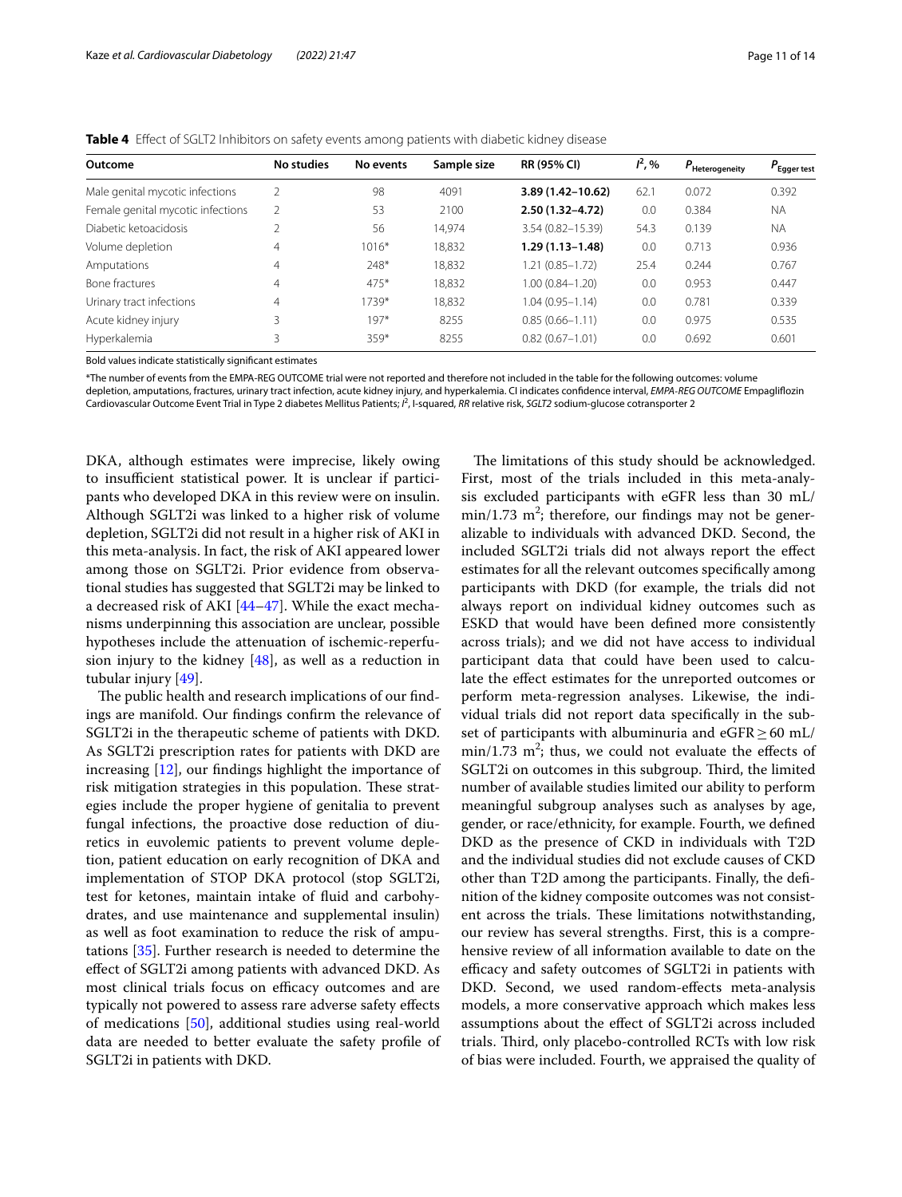**Table 4** Effect of SGLT2 Inhibitors on safety events among patients with diabetic kidney disease

| Outcome | No studies | No events | Sample size | RR (95% CI) | $I^2$, % | $P_{Heterogeneity}$ | $P_{Egger\ test}$ |
|---|---|---|---|---|---|---|---|
| Male genital mycotic infections | 2 | 98 | 4091 | **3.89 (1.42–10.62)** | 62.1 | 0.072 | 0.392 |
| Female genital mycotic infections | 2 | 53 | 2100 | **2.50 (1.32–4.72)** | 0.0 | 0.384 | NA |
| Diabetic ketoacidosis | 2 | 56 | 14,974 | 3.54 (0.82–15.39) | 54.3 | 0.139 | NA |
| Volume depletion | 4 | 1016* | 18,832 | **1.29 (1.13–1.48)** | 0.0 | 0.713 | 0.936 |
| Amputations | 4 | 248* | 18,832 | 1.21 (0.85–1.72) | 25.4 | 0.244 | 0.767 |
| Bone fractures | 4 | 475* | 18,832 | 1.00 (0.84–1.20) | 0.0 | 0.953 | 0.447 |
| Urinary tract infections | 4 | 1739* | 18,832 | 1.04 (0.95–1.14) | 0.0 | 0.781 | 0.339 |
| Acute kidney injury | 3 | 197* | 8255 | 0.85 (0.66–1.11) | 0.0 | 0.975 | 0.535 |
| Hyperkalemia | 3 | 359* | 8255 | 0.82 (0.67–1.01) | 0.0 | 0.692 | 0.601 |

Bold values indicate statistically significant estimates

*The number of events from the EMPA-REG OUTCOME trial were not reported and therefore not included in the table for the following outcomes: volume depletion, amputations, fractures, urinary tract infection, acute kidney injury, and hyperkalemia. CI indicates confidence interval, *EMPA-REG OUTCOME* Empagliflozin Cardiovascular Outcome Event Trial in Type 2 diabetes Mellitus Patients; $I^2$, I-squared, *RR* relative risk, *SGLT2* sodium-glucose cotransporter 2

DKA, although estimates were imprecise, likely owing to insufficient statistical power. It is unclear if participants who developed DKA in this review were on insulin. Although SGLT2i was linked to a higher risk of volume depletion, SGLT2i did not result in a higher risk of AKI in this meta-analysis. In fact, the risk of AKI appeared lower among those on SGLT2i. Prior evidence from observational studies has suggested that SGLT2i may be linked to a decreased risk of AKI [44–47]. While the exact mechanisms underpinning this association are unclear, possible hypotheses include the attenuation of ischemic-reperfusion injury to the kidney [48], as well as a reduction in tubular injury [49].

The public health and research implications of our findings are manifold. Our findings confirm the relevance of SGLT2i in the therapeutic scheme of patients with DKD. As SGLT2i prescription rates for patients with DKD are increasing [12], our findings highlight the importance of risk mitigation strategies in this population. These strategies include the proper hygiene of genitalia to prevent fungal infections, the proactive dose reduction of diuretics in euvolemic patients to prevent volume depletion, patient education on early recognition of DKA and implementation of STOP DKA protocol (stop SGLT2i, test for ketones, maintain intake of fluid and carbohydrates, and use maintenance and supplemental insulin) as well as foot examination to reduce the risk of amputations [35]. Further research is needed to determine the effect of SGLT2i among patients with advanced DKD. As most clinical trials focus on efficacy outcomes and are typically not powered to assess rare adverse safety effects of medications [50], additional studies using real-world data are needed to better evaluate the safety profile of SGLT2i in patients with DKD.

The limitations of this study should be acknowledged. First, most of the trials included in this meta-analysis excluded participants with eGFR less than 30 mL/min/1.73 $m^2$; therefore, our findings may not be generalizable to individuals with advanced DKD. Second, the included SGLT2i trials did not always report the effect estimates for all the relevant outcomes specifically among participants with DKD (for example, the trials did not always report on individual kidney outcomes such as ESKD that would have been defined more consistently across trials); and we did not have access to individual participant data that could have been used to calculate the effect estimates for the unreported outcomes or perform meta-regression analyses. Likewise, the individual trials did not report data specifically in the subset of participants with albuminuria and eGFR ≥ 60 mL/min/1.73 $m^2$; thus, we could not evaluate the effects of SGLT2i on outcomes in this subgroup. Third, the limited number of available studies limited our ability to perform meaningful subgroup analyses such as analyses by age, gender, or race/ethnicity, for example. Fourth, we defined DKD as the presence of CKD in individuals with T2D and the individual studies did not exclude causes of CKD other than T2D among the participants. Finally, the definition of the kidney composite outcomes was not consistent across the trials. These limitations notwithstanding, our review has several strengths. First, this is a comprehensive review of all information available to date on the efficacy and safety outcomes of SGLT2i in patients with DKD. Second, we used random-effects meta-analysis models, a more conservative approach which makes less assumptions about the effect of SGLT2i across included trials. Third, only placebo-controlled RCTs with low risk of bias were included. Fourth, we appraised the quality of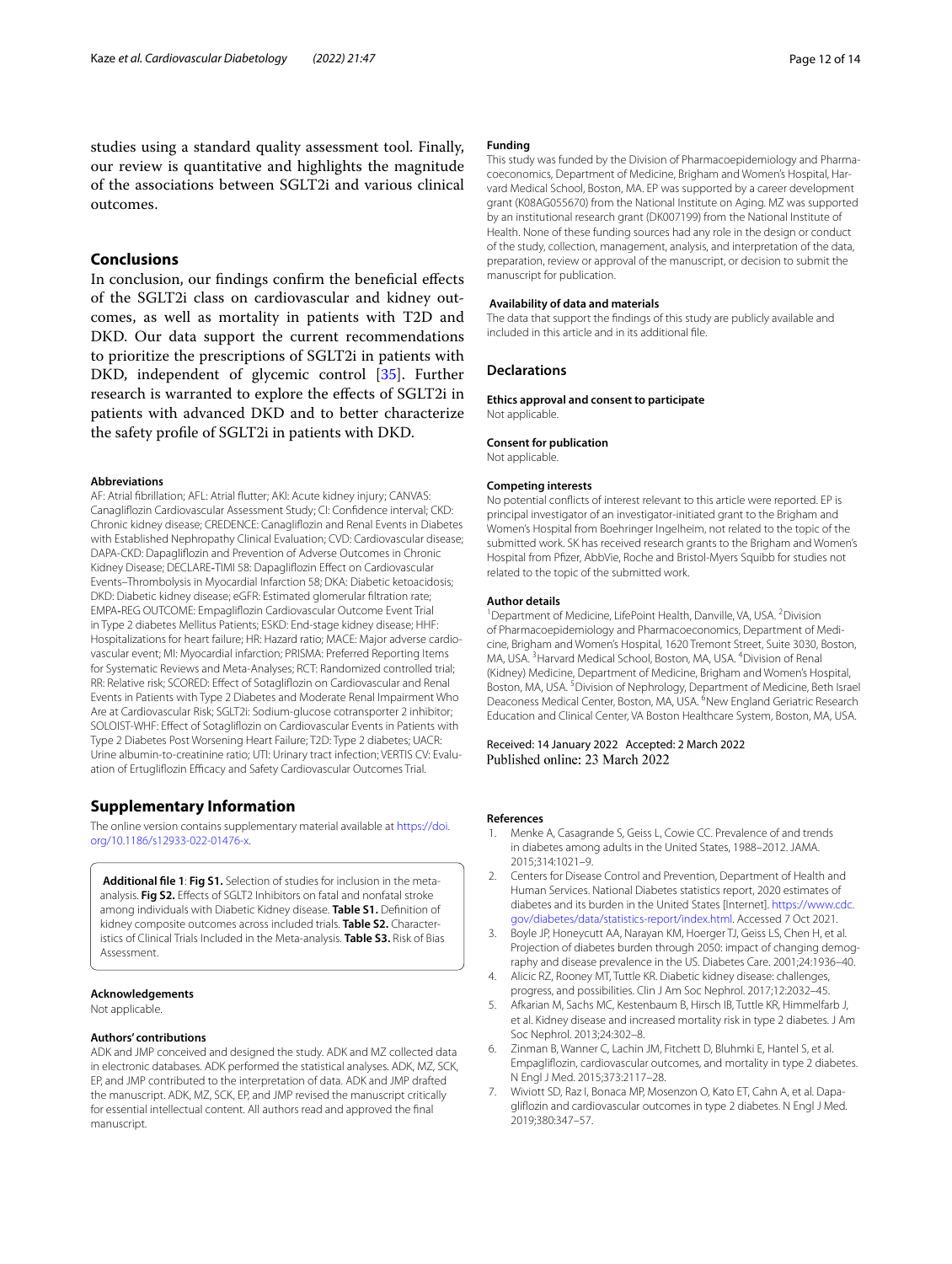studies using a standard quality assessment tool. Finally, our review is quantitative and highlights the magnitude of the associations between SGLT2i and various clinical outcomes.

## Conclusions

In conclusion, our findings confirm the beneficial effects of the SGLT2i class on cardiovascular and kidney outcomes, as well as mortality in patients with T2D and DKD. Our data support the current recommendations to prioritize the prescriptions of SGLT2i in patients with DKD, independent of glycemic control [35]. Further research is warranted to explore the effects of SGLT2i in patients with advanced DKD and to better characterize the safety profile of SGLT2i in patients with DKD.

#### Abbreviations

AF: Atrial fibrillation; AFL: Atrial flutter; AKI: Acute kidney injury; CANVAS: Canagliflozin Cardiovascular Assessment Study; CI: Confidence interval; CKD: Chronic kidney disease; CREDENCE: Canagliflozin and Renal Events in Diabetes with Established Nephropathy Clinical Evaluation; CVD: Cardiovascular disease; DAPA-CKD: Dapagliflozin and Prevention of Adverse Outcomes in Chronic Kidney Disease; DECLARE-TIMI 58: Dapagliflozin Effect on Cardiovascular Events–Thrombolysis in Myocardial Infarction 58; DKA: Diabetic ketoacidosis; DKD: Diabetic kidney disease; eGFR: Estimated glomerular filtration rate; EMPA-REG OUTCOME: Empagliflozin Cardiovascular Outcome Event Trial in Type 2 diabetes Mellitus Patients; ESKD: End-stage kidney disease; HHF: Hospitalizations for heart failure; HR: Hazard ratio; MACE: Major adverse cardiovascular event; MI: Myocardial infarction; PRISMA: Preferred Reporting Items for Systematic Reviews and Meta-Analyses; RCT: Randomized controlled trial; RR: Relative risk; SCORED: Effect of Sotagliflozin on Cardiovascular and Renal Events in Patients with Type 2 Diabetes and Moderate Renal Impairment Who Are at Cardiovascular Risk; SGLT2i: Sodium-glucose cotransporter 2 inhibitor; SOLOIST-WHF: Effect of Sotagliflozin on Cardiovascular Events in Patients with Type 2 Diabetes Post Worsening Heart Failure; T2D: Type 2 diabetes; UACR: Urine albumin-to-creatinine ratio; UTI: Urinary tract infection; VERTIS CV: Evaluation of Ertugliflozin Efficacy and Safety Cardiovascular Outcomes Trial.

## Supplementary Information

The online version contains supplementary material available at https://doi.org/10.1186/s12933-022-01476-x.

**Additional file 1**: **Fig S1.** Selection of studies for inclusion in the meta-analysis. **Fig S2.** Effects of SGLT2 Inhibitors on fatal and nonfatal stroke among individuals with Diabetic Kidney disease. **Table S1.** Definition of kidney composite outcomes across included trials. **Table S2.** Characteristics of Clinical Trials Included in the Meta-analysis. **Table S3.** Risk of Bias Assessment.

#### Acknowledgements

Not applicable.

#### Authors' contributions

ADK and JMP conceived and designed the study. ADK and MZ collected data in electronic databases. ADK performed the statistical analyses. ADK, MZ, SCK, EP, and JMP contributed to the interpretation of data. ADK and JMP drafted the manuscript. ADK, MZ, SCK, EP, and JMP revised the manuscript critically for essential intellectual content. All authors read and approved the final manuscript.

#### Funding

This study was funded by the Division of Pharmacoepidemiology and Pharmacoeconomics, Department of Medicine, Brigham and Women's Hospital, Harvard Medical School, Boston, MA. EP was supported by a career development grant (K08AG055670) from the National Institute on Aging. MZ was supported by an institutional research grant (DK007199) from the National Institute of Health. None of these funding sources had any role in the design or conduct of the study, collection, management, analysis, and interpretation of the data, preparation, review or approval of the manuscript, or decision to submit the manuscript for publication.

#### Availability of data and materials

The data that support the findings of this study are publicly available and included in this article and in its additional file.

## Declarations

#### Ethics approval and consent to participate

Not applicable.

#### Consent for publication

Not applicable.

#### Competing interests

No potential conflicts of interest relevant to this article were reported. EP is principal investigator of an investigator-initiated grant to the Brigham and Women's Hospital from Boehringer Ingelheim, not related to the topic of the submitted work. SK has received research grants to the Brigham and Women's Hospital from Pfizer, AbbVie, Roche and Bristol-Myers Squibb for studies not related to the topic of the submitted work.

#### Author details

[1] Department of Medicine, LifePoint Health, Danville, VA, USA. [2] Division of Pharmacoepidemiology and Pharmacoeconomics, Department of Medicine, Brigham and Women's Hospital, 1620 Tremont Street, Suite 3030, Boston, MA, USA. [3] Harvard Medical School, Boston, MA, USA. [4] Division of Renal (Kidney) Medicine, Department of Medicine, Brigham and Women's Hospital, Boston, MA, USA. [5] Division of Nephrology, Department of Medicine, Beth Israel Deaconess Medical Center, Boston, MA, USA. [6] New England Geriatric Research Education and Clinical Center, VA Boston Healthcare System, Boston, MA, USA.

Received: 14 January 2022 Accepted: 2 March 2022
Published online: 23 March 2022

#### References

1. Menke A, Casagrande S, Geiss L, Cowie CC. Prevalence of and trends in diabetes among adults in the United States, 1988–2012. JAMA. 2015;314:1021–9.
2. Centers for Disease Control and Prevention, Department of Health and Human Services. National Diabetes statistics report, 2020 estimates of diabetes and its burden in the United States [Internet]. https://www.cdc.gov/diabetes/data/statistics-report/index.html. Accessed 7 Oct 2021.
3. Boyle JP, Honeycutt AA, Narayan KM, Hoerger TJ, Geiss LS, Chen H, et al. Projection of diabetes burden through 2050: impact of changing demography and disease prevalence in the US. Diabetes Care. 2001;24:1936–40.
4. Alicic RZ, Rooney MT, Tuttle KR. Diabetic kidney disease: challenges, progress, and possibilities. Clin J Am Soc Nephrol. 2017;12:2032–45.
5. Afkarian M, Sachs MC, Kestenbaum B, Hirsch IB, Tuttle KR, Himmelfarb J, et al. Kidney disease and increased mortality risk in type 2 diabetes. J Am Soc Nephrol. 2013;24:302–8.
6. Zinman B, Wanner C, Lachin JM, Fitchett D, Bluhmki E, Hantel S, et al. Empagliflozin, cardiovascular outcomes, and mortality in type 2 diabetes. N Engl J Med. 2015;373:2117–28.
7. Wiviott SD, Raz I, Bonaca MP, Mosenzon O, Kato ET, Cahn A, et al. Dapagliflozin and cardiovascular outcomes in type 2 diabetes. N Engl J Med. 2019;380:347–57.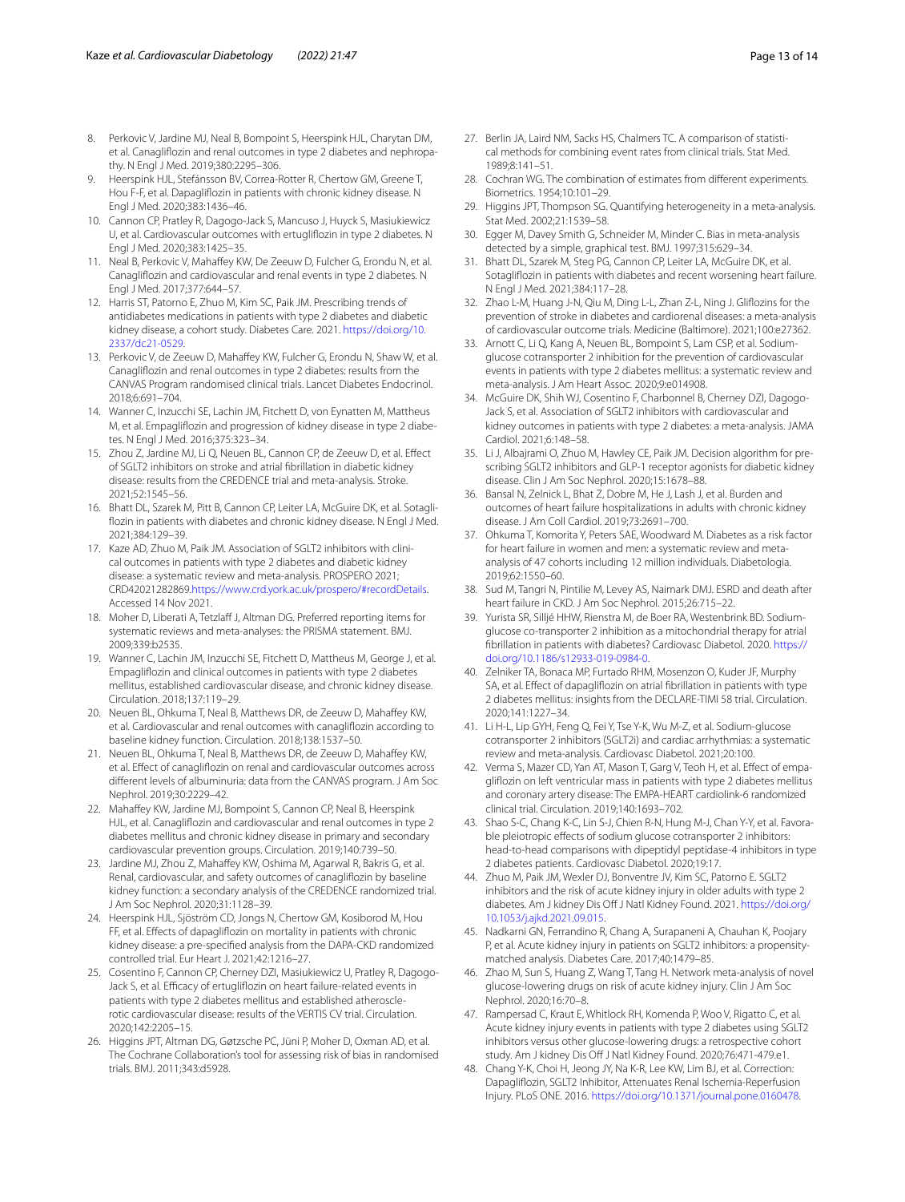8. Perkovic V, Jardine MJ, Neal B, Bompoint S, Heerspink HJL, Charytan DM, et al. Canagliflozin and renal outcomes in type 2 diabetes and nephropathy. N Engl J Med. 2019;380:2295–306.
9. Heerspink HJL, Stefánsson BV, Correa-Rotter R, Chertow GM, Greene T, Hou F-F, et al. Dapagliflozin in patients with chronic kidney disease. N Engl J Med. 2020;383:1436–46.
10. Cannon CP, Pratley R, Dagogo-Jack S, Mancuso J, Huyck S, Masiukiewicz U, et al. Cardiovascular outcomes with ertugliflozin in type 2 diabetes. N Engl J Med. 2020;383:1425–35.
11. Neal B, Perkovic V, Mahaffey KW, De Zeeuw D, Fulcher G, Erondu N, et al. Canagliflozin and cardiovascular and renal events in type 2 diabetes. N Engl J Med. 2017;377:644–57.
12. Harris ST, Patorno E, Zhuo M, Kim SC, Paik JM. Prescribing trends of antidiabetes medications in patients with type 2 diabetes and diabetic kidney disease, a cohort study. Diabetes Care. 2021. https://doi.org/10.2337/dc21-0529.
13. Perkovic V, de Zeeuw D, Mahaffey KW, Fulcher G, Erondu N, Shaw W, et al. Canagliflozin and renal outcomes in type 2 diabetes: results from the CANVAS Program randomised clinical trials. Lancet Diabetes Endocrinol. 2018;6:691–704.
14. Wanner C, Inzucchi SE, Lachin JM, Fitchett D, von Eynatten M, Mattheus M, et al. Empagliflozin and progression of kidney disease in type 2 diabetes. N Engl J Med. 2016;375:323–34.
15. Zhou Z, Jardine MJ, Li Q, Neuen BL, Cannon CP, de Zeeuw D, et al. Effect of SGLT2 inhibitors on stroke and atrial fibrillation in diabetic kidney disease: results from the CREDENCE trial and meta-analysis. Stroke. 2021;52:1545–56.
16. Bhatt DL, Szarek M, Pitt B, Cannon CP, Leiter LA, McGuire DK, et al. Sotagliflozin in patients with diabetes and chronic kidney disease. N Engl J Med. 2021;384:129–39.
17. Kaze AD, Zhuo M, Paik JM. Association of SGLT2 inhibitors with clinical outcomes in patients with type 2 diabetes and diabetic kidney disease: a systematic review and meta-analysis. PROSPERO 2021; CRD42021282869.https://www.crd.york.ac.uk/prospero/#recordDetails. Accessed 14 Nov 2021.
18. Moher D, Liberati A, Tetzlaff J, Altman DG. Preferred reporting items for systematic reviews and meta-analyses: the PRISMA statement. BMJ. 2009;339:b2535.
19. Wanner C, Lachin JM, Inzucchi SE, Fitchett D, Mattheus M, George J, et al. Empagliflozin and clinical outcomes in patients with type 2 diabetes mellitus, established cardiovascular disease, and chronic kidney disease. Circulation. 2018;137:119–29.
20. Neuen BL, Ohkuma T, Neal B, Matthews DR, de Zeeuw D, Mahaffey KW, et al. Cardiovascular and renal outcomes with canagliflozin according to baseline kidney function. Circulation. 2018;138:1537–50.
21. Neuen BL, Ohkuma T, Neal B, Matthews DR, de Zeeuw D, Mahaffey KW, et al. Effect of canagliflozin on renal and cardiovascular outcomes across different levels of albuminuria: data from the CANVAS program. J Am Soc Nephrol. 2019;30:2229–42.
22. Mahaffey KW, Jardine MJ, Bompoint S, Cannon CP, Neal B, Heerspink HJL, et al. Canagliflozin and cardiovascular and renal outcomes in type 2 diabetes mellitus and chronic kidney disease in primary and secondary cardiovascular prevention groups. Circulation. 2019;140:739–50.
23. Jardine MJ, Zhou Z, Mahaffey KW, Oshima M, Agarwal R, Bakris G, et al. Renal, cardiovascular, and safety outcomes of canagliflozin by baseline kidney function: a secondary analysis of the CREDENCE randomized trial. J Am Soc Nephrol. 2020;31:1128–39.
24. Heerspink HJL, Sjöström CD, Jongs N, Chertow GM, Kosiborod M, Hou FF, et al. Effects of dapagliflozin on mortality in patients with chronic kidney disease: a pre-specified analysis from the DAPA-CKD randomized controlled trial. Eur Heart J. 2021;42:1216–27.
25. Cosentino F, Cannon CP, Cherney DZI, Masiukiewicz U, Pratley R, Dagogo-Jack S, et al. Efficacy of ertugliflozin on heart failure-related events in patients with type 2 diabetes mellitus and established atherosclerotic cardiovascular disease: results of the VERTIS CV trial. Circulation. 2020;142:2205–15.
26. Higgins JPT, Altman DG, Gøtzsche PC, Jüni P, Moher D, Oxman AD, et al. The Cochrane Collaboration's tool for assessing risk of bias in randomised trials. BMJ. 2011;343:d5928.
27. Berlin JA, Laird NM, Sacks HS, Chalmers TC. A comparison of statistical methods for combining event rates from clinical trials. Stat Med. 1989;8:141–51.
28. Cochran WG. The combination of estimates from different experiments. Biometrics. 1954;10:101–29.
29. Higgins JPT, Thompson SG. Quantifying heterogeneity in a meta-analysis. Stat Med. 2002;21:1539–58.
30. Egger M, Davey Smith G, Schneider M, Minder C. Bias in meta-analysis detected by a simple, graphical test. BMJ. 1997;315:629–34.
31. Bhatt DL, Szarek M, Steg PG, Cannon CP, Leiter LA, McGuire DK, et al. Sotagliflozin in patients with diabetes and recent worsening heart failure. N Engl J Med. 2021;384:117–28.
32. Zhao L-M, Huang J-N, Qiu M, Ding L-L, Zhan Z-L, Ning J. Gliflozins for the prevention of stroke in diabetes and cardiorenal diseases: a meta-analysis of cardiovascular outcome trials. Medicine (Baltimore). 2021;100:e27362.
33. Arnott C, Li Q, Kang A, Neuen BL, Bompoint S, Lam CSP, et al. Sodium-glucose cotransporter 2 inhibition for the prevention of cardiovascular events in patients with type 2 diabetes mellitus: a systematic review and meta-analysis. J Am Heart Assoc. 2020;9:e014908.
34. McGuire DK, Shih WJ, Cosentino F, Charbonnel B, Cherney DZI, Dagogo-Jack S, et al. Association of SGLT2 inhibitors with cardiovascular and kidney outcomes in patients with type 2 diabetes: a meta-analysis. JAMA Cardiol. 2021;6:148–58.
35. Li J, Albajrami O, Zhuo M, Hawley CE, Paik JM. Decision algorithm for prescribing SGLT2 inhibitors and GLP-1 receptor agonists for diabetic kidney disease. Clin J Am Soc Nephrol. 2020;15:1678–88.
36. Bansal N, Zelnick L, Bhat Z, Dobre M, He J, Lash J, et al. Burden and outcomes of heart failure hospitalizations in adults with chronic kidney disease. J Am Coll Cardiol. 2019;73:2691–700.
37. Ohkuma T, Komorita Y, Peters SAE, Woodward M. Diabetes as a risk factor for heart failure in women and men: a systematic review and meta-analysis of 47 cohorts including 12 million individuals. Diabetologia. 2019;62:1550–60.
38. Sud M, Tangri N, Pintilie M, Levey AS, Naimark DMJ. ESRD and death after heart failure in CKD. J Am Soc Nephrol. 2015;26:715–22.
39. Yurista SR, Silljé HHW, Rienstra M, de Boer RA, Westenbrink BD. Sodium-glucose co-transporter 2 inhibition as a mitochondrial therapy for atrial fibrillation in patients with diabetes? Cardiovasc Diabetol. 2020. https://doi.org/10.1186/s12933-019-0984-0.
40. Zelniker TA, Bonaca MP, Furtado RHM, Mosenzon O, Kuder JF, Murphy SA, et al. Effect of dapagliflozin on atrial fibrillation in patients with type 2 diabetes mellitus: insights from the DECLARE-TIMI 58 trial. Circulation. 2020;141:1227–34.
41. Li H-L, Lip GYH, Feng Q, Fei Y, Tse Y-K, Wu M-Z, et al. Sodium-glucose cotransporter 2 inhibitors (SGLT2i) and cardiac arrhythmias: a systematic review and meta-analysis. Cardiovasc Diabetol. 2021;20:100.
42. Verma S, Mazer CD, Yan AT, Mason T, Garg V, Teoh H, et al. Effect of empagliflozin on left ventricular mass in patients with type 2 diabetes mellitus and coronary artery disease: The EMPA-HEART cardiolink-6 randomized clinical trial. Circulation. 2019;140:1693–702.
43. Shao S-C, Chang K-C, Lin S-J, Chien R-N, Hung M-J, Chan Y-Y, et al. Favorable pleiotropic effects of sodium glucose cotransporter 2 inhibitors: head-to-head comparisons with dipeptidyl peptidase-4 inhibitors in type 2 diabetes patients. Cardiovasc Diabetol. 2020;19:17.
44. Zhuo M, Paik JM, Wexler DJ, Bonventre JV, Kim SC, Patorno E. SGLT2 inhibitors and the risk of acute kidney injury in older adults with type 2 diabetes. Am J kidney Dis Off J Natl Kidney Found. 2021. https://doi.org/10.1053/j.ajkd.2021.09.015.
45. Nadkarni GN, Ferrandino R, Chang A, Surapaneni A, Chauhan K, Poojary P, et al. Acute kidney injury in patients on SGLT2 inhibitors: a propensity-matched analysis. Diabetes Care. 2017;40:1479–85.
46. Zhao M, Sun S, Huang Z, Wang T, Tang H. Network meta-analysis of novel glucose-lowering drugs on risk of acute kidney injury. Clin J Am Soc Nephrol. 2020;16:70–8.
47. Rampersad C, Kraut E, Whitlock RH, Komenda P, Woo V, Rigatto C, et al. Acute kidney injury events in patients with type 2 diabetes using SGLT2 inhibitors versus other glucose-lowering drugs: a retrospective cohort study. Am J kidney Dis Off J Natl Kidney Found. 2020;76:471-479.e1.
48. Chang Y-K, Choi H, Jeong JY, Na K-R, Lee KW, Lim BJ, et al. Correction: Dapagliflozin, SGLT2 Inhibitor, Attenuates Renal Ischemia-Reperfusion Injury. PLoS ONE. 2016. https://doi.org/10.1371/journal.pone.0160478.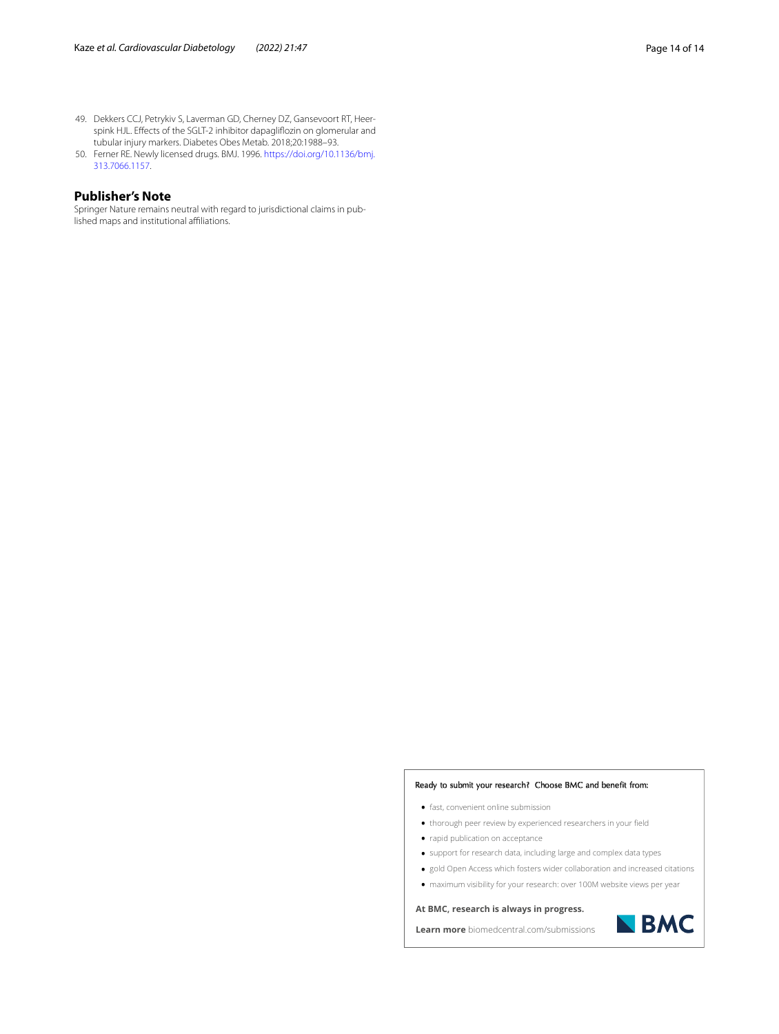49. Dekkers CCJ, Petrykiv S, Laverman GD, Cherney DZ, Gansevoort RT, Heerspink HJL. Effects of the SGLT-2 inhibitor dapagliflozin on glomerular and tubular injury markers. Diabetes Obes Metab. 2018;20:1988–93.
50. Ferner RE. Newly licensed drugs. BMJ. 1996. https://doi.org/10.1136/bmj.313.7066.1157.

## Publisher's Note

Springer Nature remains neutral with regard to jurisdictional claims in published maps and institutional affiliations.

Ready to submit your research? Choose BMC and benefit from:

- fast, convenient online submission
- thorough peer review by experienced researchers in your field
- rapid publication on acceptance
- support for research data, including large and complex data types
- gold Open Access which fosters wider collaboration and increased citations
- maximum visibility for your research: over 100M website views per year

**At BMC, research is always in progress.**

**Learn more** biomedcentral.com/submissions

BMC